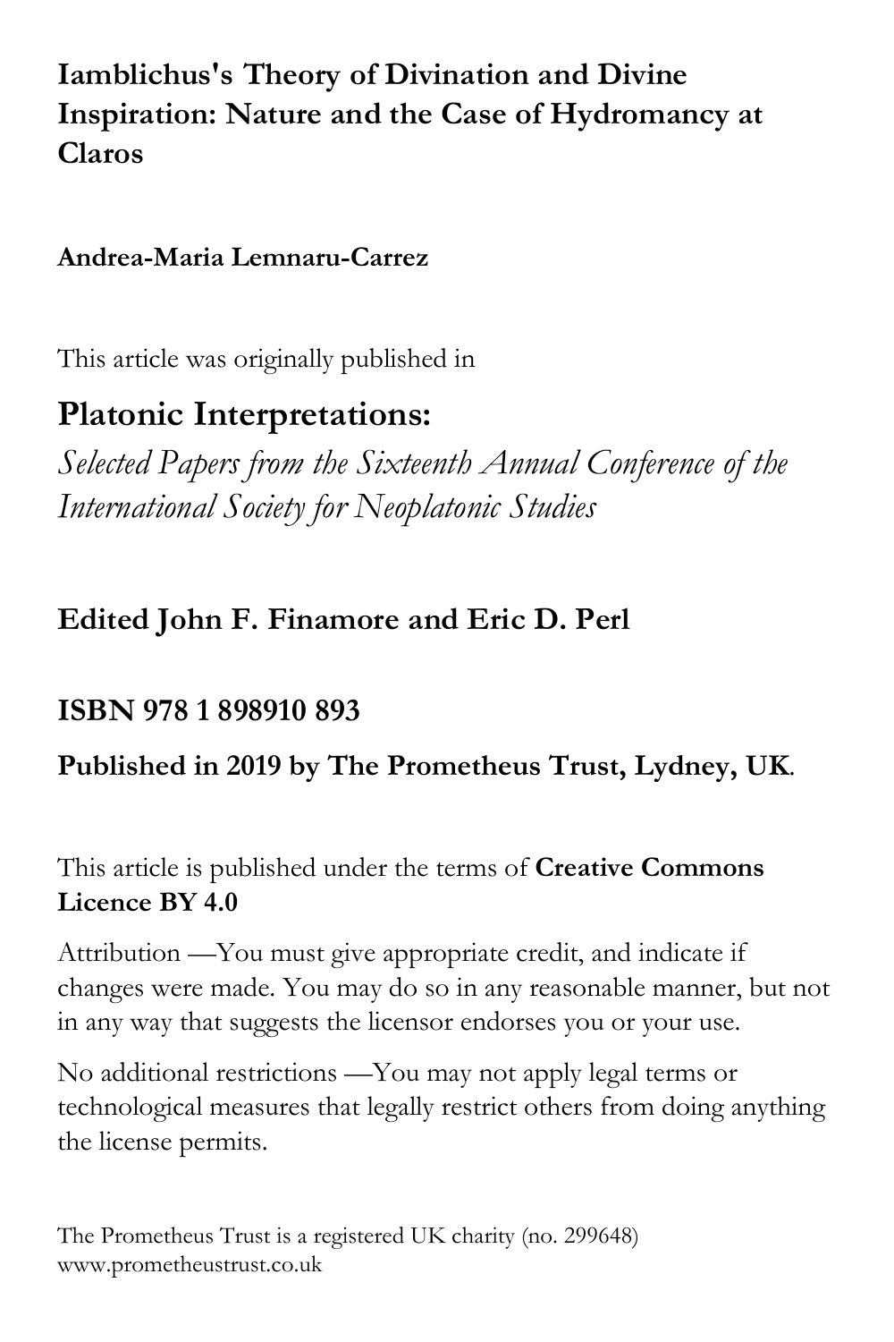# Iamblichus's Theory of Divination and Divine Inspiration: Nature and the Case of Hydromancy at Claros

**Andrea-Maria Lemnaru-Carrez**

This article was originally published in

## Platonic Interpretations:

*Selected Papers from the Sixteenth Annual Conference of the International Society for Neoplatonic Studies*

**Edited John F. Finamore and Eric D. Perl**

**ISBN 978 1 898910 893**

**Published in 2019 by The Prometheus Trust, Lydney, UK**.

This article is published under the terms of **Creative Commons Licence BY 4.0**

Attribution —You must give appropriate credit, and indicate if changes were made. You may do so in any reasonable manner, but not in any way that suggests the licensor endorses you or your use.

No additional restrictions —You may not apply legal terms or technological measures that legally restrict others from doing anything the license permits.

The Prometheus Trust is a registered UK charity (no. 299648)
www.prometheustrust.co.uk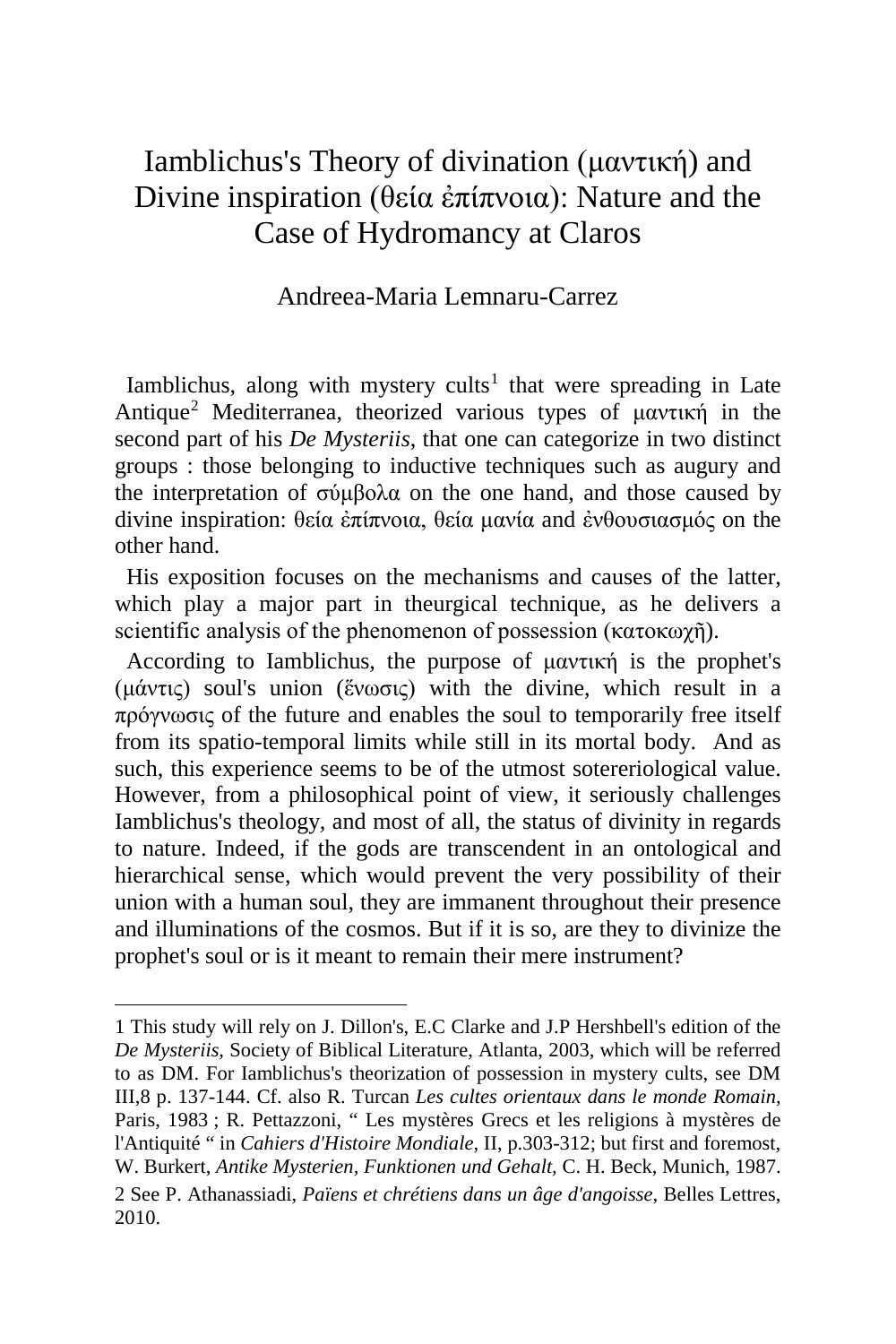# Iamblichus's Theory of divination (μαντική) and Divine inspiration (θεία ἐπίπνοια): Nature and the Case of Hydromancy at Claros

Andreea-Maria Lemnaru-Carrez

Iamblichus, along with mystery cults[1] that were spreading in Late Antique[2] Mediterranea, theorized various types of μαντική in the second part of his *De Mysteriis*, that one can categorize in two distinct groups : those belonging to inductive techniques such as augury and the interpretation of σύμβολα on the one hand, and those caused by divine inspiration: θεία ἐπίπνοια, θεία μανία and ἐνθουσιασμός on the other hand.

His exposition focuses on the mechanisms and causes of the latter, which play a major part in theurgical technique, as he delivers a scientific analysis of the phenomenon of possession (κατοκωχῆ).

According to Iamblichus, the purpose of μαντική is the prophet's (μάντις) soul's union (ἕνωσις) with the divine, which result in a πρόγνωσις of the future and enables the soul to temporarily free itself from its spatio-temporal limits while still in its mortal body. And as such, this experience seems to be of the utmost sotereriological value. However, from a philosophical point of view, it seriously challenges Iamblichus's theology, and most of all, the status of divinity in regards to nature. Indeed, if the gods are transcendent in an ontological and hierarchical sense, which would prevent the very possibility of their union with a human soul, they are immanent throughout their presence and illuminations of the cosmos. But if it is so, are they to divinize the prophet's soul or is it meant to remain their mere instrument?

---

1 This study will rely on J. Dillon's, E.C Clarke and J.P Hershbell's edition of the *De Mysteriis,* Society of Biblical Literature, Atlanta, 2003, which will be referred to as DM. For Iamblichus's theorization of possession in mystery cults, see DM III,8 p. 137-144. Cf. also R. Turcan *Les cultes orientaux dans le monde Romain*, Paris, 1983 ; R. Pettazzoni, “ Les mystères Grecs et les religions à mystères de l'Antiquité “ in *Cahiers d'Histoire Mondiale*, II, p.303-312; but first and foremost, W. Burkert, *Antike Mysterien*, *Funktionen und Gehalt,* C. H. Beck, Munich, 1987.

2 See P. Athanassiadi, *Païens et chrétiens dans un âge d'angoisse,* Belles Lettres, 2010.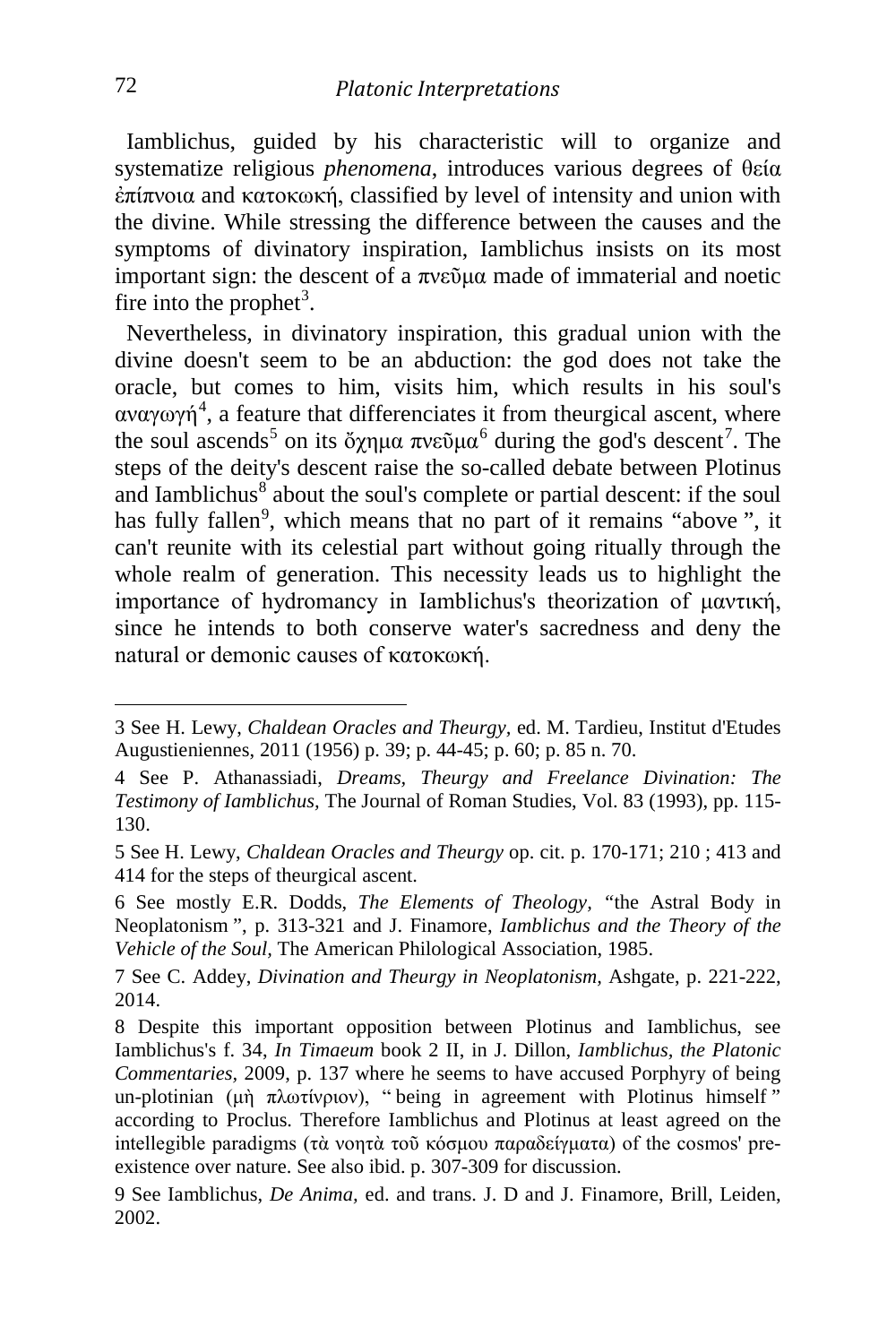Iamblichus, guided by his characteristic will to organize and systematize religious *phenomena*, introduces various degrees of θεία ἐπίπνοια and κατοκωκή, classified by level of intensity and union with the divine. While stressing the difference between the causes and the symptoms of divinatory inspiration, Iamblichus insists on its most important sign: the descent of a πνεῦμα made of immaterial and noetic fire into the prophet[3].

Nevertheless, in divinatory inspiration, this gradual union with the divine doesn't seem to be an abduction: the god does not take the oracle, but comes to him, visits him, which results in his soul's αναγωγή[4], a feature that differenciates it from theurgical ascent, where the soul ascends[5] on its ὄχημα πνεῦμα[6] during the god's descent[7]. The steps of the deity's descent raise the so-called debate between Plotinus and Iamblichus[8] about the soul's complete or partial descent: if the soul has fully fallen[9], which means that no part of it remains "above ", it can't reunite with its celestial part without going ritually through the whole realm of generation. This necessity leads us to highlight the importance of hydromancy in Iamblichus's theorization of μαντική, since he intends to both conserve water's sacredness and deny the natural or demonic causes of κατοκωκή.

---

3 See H. Lewy, *Chaldean Oracles and Theurgy*, ed. M. Tardieu, Institut d'Etudes Augustieniennes, 2011 (1956) p. 39; p. 44-45; p. 60; p. 85 n. 70.

4 See P. Athanassiadi, *Dreams, Theurgy and Freelance Divination: The Testimony of Iamblichus,* The Journal of Roman Studies, Vol. 83 (1993), pp. 115-130.

5 See H. Lewy, *Chaldean Oracles and Theurgy* op. cit. p. 170-171; 210 ; 413 and 414 for the steps of theurgical ascent.

6 See mostly E.R. Dodds, *The Elements of Theology*, "the Astral Body in Neoplatonism ", p. 313-321 and J. Finamore, *Iamblichus and the Theory of the Vehicle of the Soul,* The American Philological Association, 1985.

7 See C. Addey, *Divination and Theurgy in Neoplatonism,* Ashgate, p. 221-222, 2014.

8 Despite this important opposition between Plotinus and Iamblichus, see Iamblichus's f. 34, *In Timaeum* book 2 II, in J. Dillon, *Iamblichus, the Platonic Commentaries*, 2009, p. 137 where he seems to have accused Porphyry of being un-plotinian (μὴ πλωτίνριον), " being in agreement with Plotinus himself " according to Proclus. Therefore Iamblichus and Plotinus at least agreed on the intellegible paradigms (τὰ νοητὰ τοῦ κόσμου παραδείγματα) of the cosmos' pre-existence over nature. See also ibid. p. 307-309 for discussion.

9 See Iamblichus, *De Anima,* ed. and trans. J. D and J. Finamore, Brill, Leiden, 2002.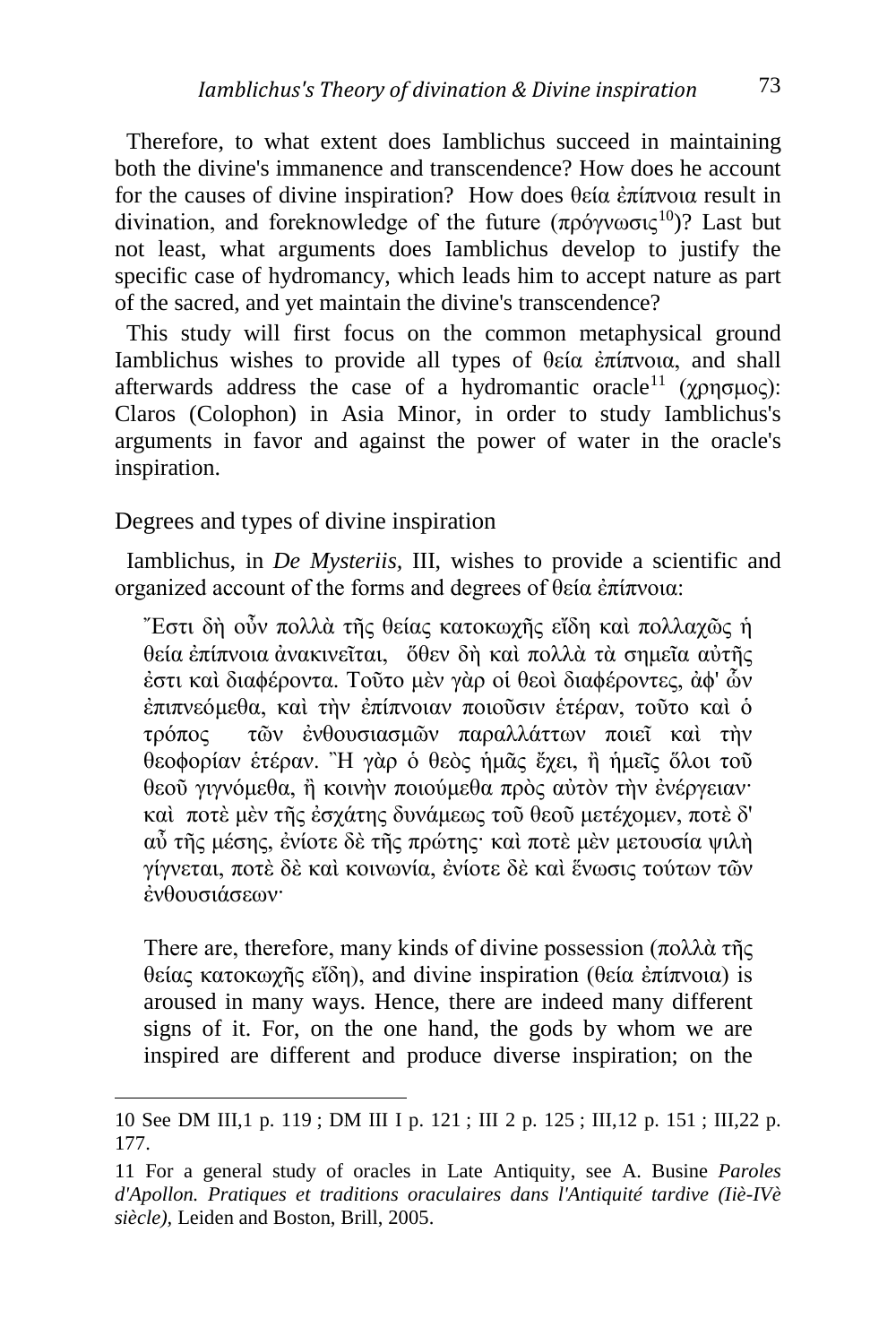Therefore, to what extent does Iamblichus succeed in maintaining both the divine's immanence and transcendence? How does he account for the causes of divine inspiration? How does θεία ἐπίπνοια result in divination, and foreknowledge of the future (πρόγνωσις[10])? Last but not least, what arguments does Iamblichus develop to justify the specific case of hydromancy, which leads him to accept nature as part of the sacred, and yet maintain the divine's transcendence?

This study will first focus on the common metaphysical ground Iamblichus wishes to provide all types of θεία ἐπίπνοια, and shall afterwards address the case of a hydromantic oracle[11] (χρησμος): Claros (Colophon) in Asia Minor, in order to study Iamblichus's arguments in favor and against the power of water in the oracle's inspiration.

## Degrees and types of divine inspiration

Iamblichus, in *De Mysteriis,* III, wishes to provide a scientific and organized account of the forms and degrees of θεία ἐπίπνοια:

> Ἔστι δὴ οὖν πολλὰ τῆς θείας κατοκωχῆς εἴδη καὶ πολλαχῶς ἡ θεία ἐπίπνοια ἀνακινεῖται, ὅθεν δὴ καὶ πολλὰ τὰ σημεῖα αὐτῆς ἐστι καὶ διαφέροντα. Τοῦτο μὲν γὰρ οἱ θεοὶ διαφέροντες, ἀφ' ὧν ἐπιπνεόμεθα, καὶ τὴν ἐπίπνοιαν ποιοῦσιν ἑτέραν, τοῦτο καὶ ὁ τρόπος τῶν ἐνθουσιασμῶν παραλλάττων ποιεῖ καὶ τὴν θεοφορίαν ἑτέραν. Ἢ γὰρ ὁ θεὸς ἡμᾶς ἔχει, ἢ ἡμεῖς ὅλοι τοῦ θεοῦ γιγνόμεθα, ἢ κοινὴν ποιούμεθα πρὸς αὐτὸν τὴν ἐνέργειαν· καὶ ποτὲ μὲν τῆς ἐσχάτης δυνάμεως τοῦ θεοῦ μετέχομεν, ποτὲ δ' αὖ τῆς μέσης, ἐνίοτε δὲ τῆς πρώτης· καὶ ποτὲ μὲν μετουσία ψιλὴ γίγνεται, ποτὲ δὲ καὶ κοινωνία, ἐνίοτε δὲ καὶ ἕνωσις τούτων τῶν ἐνθουσιάσεων·
>
> There are, therefore, many kinds of divine possession (πολλὰ τῆς θείας κατοκωχῆς εἴδη), and divine inspiration (θεία ἐπίπνοια) is aroused in many ways. Hence, there are indeed many different signs of it. For, on the one hand, the gods by whom we are inspired are different and produce diverse inspiration; on the

---

10 See DM III,1 p. 119 ; DM III I p. 121 ; III 2 p. 125 ; III,12 p. 151 ; III,22 p. 177.

11 For a general study of oracles in Late Antiquity, see A. Busine *Paroles d'Apollon. Pratiques et traditions oraculaires dans l'Antiquité tardive (IIè-IVè siècle),* Leiden and Boston, Brill, 2005.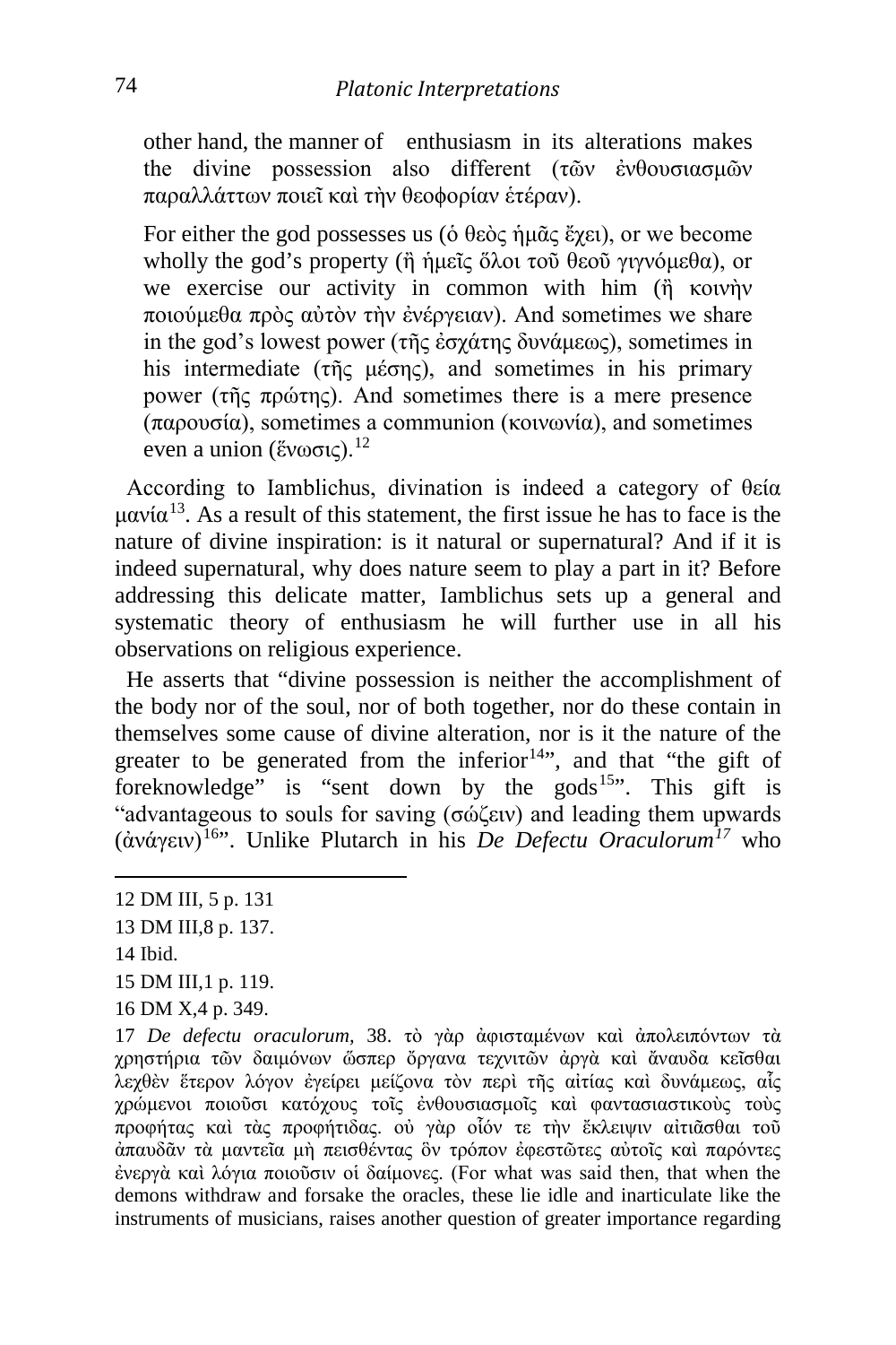other hand, the manner of enthusiasm in its alterations makes the divine possession also different (τῶν ἐνθουσιασμῶν παραλλάττων ποιεῖ καὶ τὴν θεοφορίαν ἑτέραν).

> For either the god possesses us (ὁ θεὸς ἡμᾶς ἔχει), or we become wholly the god's property (ἢ ἡμεῖς ὅλοι τοῦ θεοῦ γιγνόμεθα), or we exercise our activity in common with him (ἢ κοινὴν ποιούμεθα πρὸς αὐτὸν τὴν ἐνέργειαν). And sometimes we share in the god's lowest power (τῆς ἐσχάτης δυνάμεως), sometimes in his intermediate (τῆς μέσης), and sometimes in his primary power (τῆς πρώτης). And sometimes there is a mere presence (παρουσία), sometimes a communion (κοινωνία), and sometimes even a union (ἕνωσις).[12]

According to Iamblichus, divination is indeed a category of θεία μανία[13]. As a result of this statement, the first issue he has to face is the nature of divine inspiration: is it natural or supernatural? And if it is indeed supernatural, why does nature seem to play a part in it? Before addressing this delicate matter, Iamblichus sets up a general and systematic theory of enthusiasm he will further use in all his observations on religious experience.

He asserts that "divine possession is neither the accomplishment of the body nor of the soul, nor of both together, nor do these contain in themselves some cause of divine alteration, nor is it the nature of the greater to be generated from the inferior[14]", and that "the gift of foreknowledge" is "sent down by the gods[15]". This gift is "advantageous to souls for saving (σώζειν) and leading them upwards (ἀνάγειν)[16]". Unlike Plutarch in his *De Defectu Oraculorum*[17] who

---

12 DM III, 5 p. 131

13 DM III,8 p. 137.

14 Ibid.

15 DM III,1 p. 119.

16 DM X,4 p. 349.

17 *De defectu oraculorum*, 38. τὸ γὰρ ἀφισταμένων καὶ ἀπολειπόντων τὰ χρηστήρια τῶν δαιμόνων ὥσπερ ὄργανα τεχνιτῶν ἀργὰ καὶ ἄναυδα κεῖσθαι λεχθὲν ἕτερον λόγον ἐγείρει μείζονα τὸν περὶ τῆς αἰτίας καὶ δυνάμεως, αἷς χρώμενοι ποιοῦσι κατόχους τοῖς ἐνθουσιασμοῖς καὶ φαντασιαστικοὺς τοὺς προφήτας καὶ τὰς προφήτιδας. οὐ γὰρ οἷόν τε τὴν ἔκλειψιν αἰτιᾶσθαι τοῦ ἀπαυδᾶν τὰ μαντεῖα μὴ πεισθέντας ὃν τρόπον ἐφεστῶτες αὐτοῖς καὶ παρόντες ἐνεργὰ καὶ λόγια ποιοῦσιν οἱ δαίμονες. (For what was said then, that when the demons withdraw and forsake the oracles, these lie idle and inarticulate like the instruments of musicians, raises another question of greater importance regarding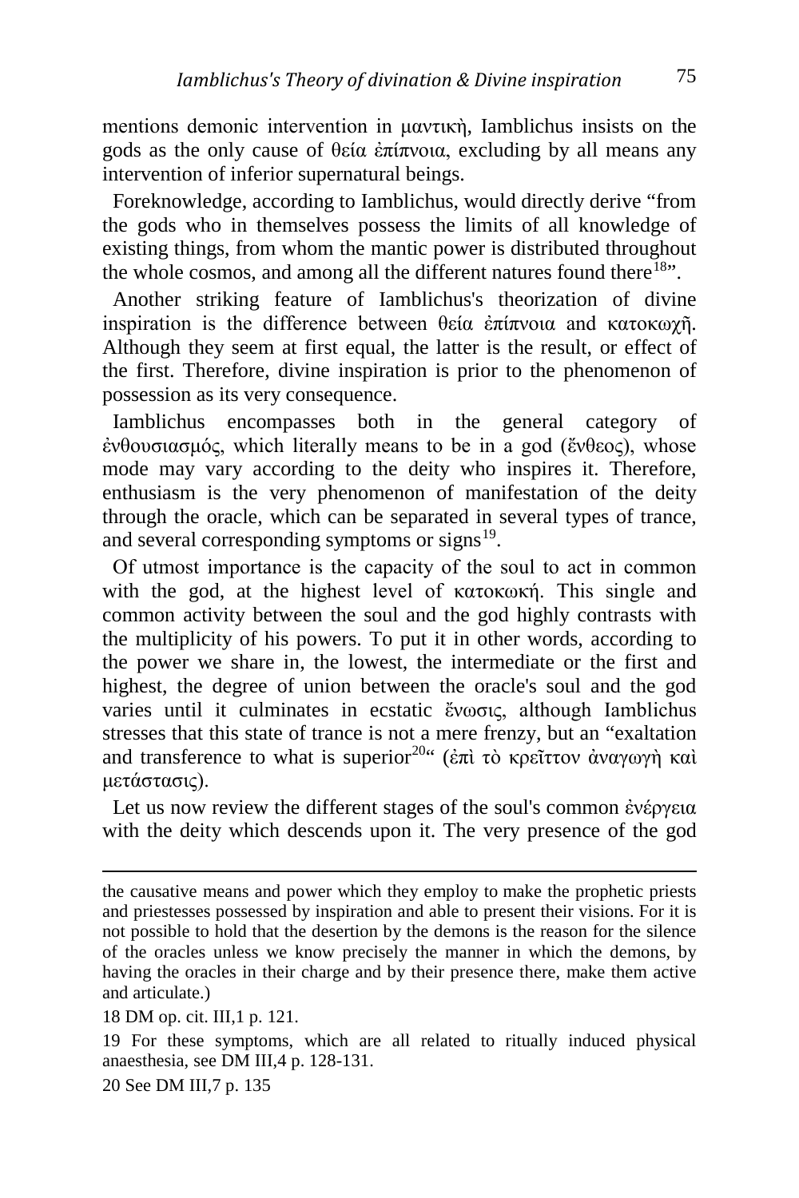mentions demonic intervention in μαντικὴ, Iamblichus insists on the gods as the only cause of θεία ἐπίπνοια, excluding by all means any intervention of inferior supernatural beings.

Foreknowledge, according to Iamblichus, would directly derive "from the gods who in themselves possess the limits of all knowledge of existing things, from whom the mantic power is distributed throughout the whole cosmos, and among all the different natures found there[18]".

Another striking feature of Iamblichus's theorization of divine inspiration is the difference between θεία ἐπίπνοια and κατοκωχῆ. Although they seem at first equal, the latter is the result, or effect of the first. Therefore, divine inspiration is prior to the phenomenon of possession as its very consequence.

Iamblichus encompasses both in the general category of ἐνθουσιασμός, which literally means to be in a god (ἔνθεος), whose mode may vary according to the deity who inspires it. Therefore, enthusiasm is the very phenomenon of manifestation of the deity through the oracle, which can be separated in several types of trance, and several corresponding symptoms or signs[19].

Of utmost importance is the capacity of the soul to act in common with the god, at the highest level of κατοκωκή. This single and common activity between the soul and the god highly contrasts with the multiplicity of his powers. To put it in other words, according to the power we share in, the lowest, the intermediate or the first and highest, the degree of union between the oracle's soul and the god varies until it culminates in ecstatic ἕνωσις, although Iamblichus stresses that this state of trance is not a mere frenzy, but an "exaltation and transference to what is superior[20]" (ἐπὶ τὸ κρεῖττον ἀναγωγὴ καὶ μετάστασις).

Let us now review the different stages of the soul's common ἐνέργεια with the deity which descends upon it. The very presence of the god

---

the causative means and power which they employ to make the prophetic priests and priestesses possessed by inspiration and able to present their visions. For it is not possible to hold that the desertion by the demons is the reason for the silence of the oracles unless we know precisely the manner in which the demons, by having the oracles in their charge and by their presence there, make them active and articulate.)

18 DM op. cit. III,1 p. 121.

19 For these symptoms, which are all related to ritually induced physical anaesthesia, see DM III,4 p. 128-131.

20 See DM III,7 p. 135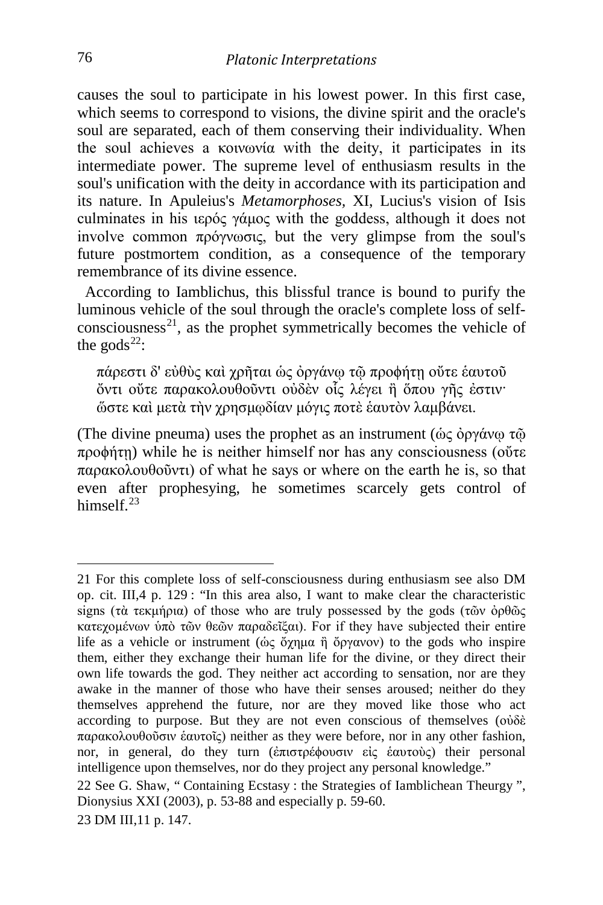causes the soul to participate in his lowest power. In this first case, which seems to correspond to visions, the divine spirit and the oracle's soul are separated, each of them conserving their individuality. When the soul achieves a κοινωνία with the deity, it participates in its intermediate power. The supreme level of enthusiasm results in the soul's unification with the deity in accordance with its participation and its nature. In Apuleius's *Metamorphoses,* XI, Lucius's vision of Isis culminates in his ιερός γάμος with the goddess, although it does not involve common πρόγνωσις, but the very glimpse from the soul's future postmortem condition, as a consequence of the temporary remembrance of its divine essence.

According to Iamblichus, this blissful trance is bound to purify the luminous vehicle of the soul through the oracle's complete loss of self-consciousness[21], as the prophet symmetrically becomes the vehicle of the gods[22]:

> πάρεστι δ' εὐθὺς καὶ χρῆται ὡς ὀργάνῳ τῷ προφήτῃ οὔτε ἑαυτοῦ ὄντι οὔτε παρακολουθοῦντι οὐδὲν οἷς λέγει ἢ ὅπου γῆς ἐστιν· ὥστε καὶ μετὰ τὴν χρησμῳδίαν μόγις ποτὲ ἑαυτὸν λαμβάνει.

(The divine pneuma) uses the prophet as an instrument (ὡς ὀργάνῳ τῷ προφήτῃ) while he is neither himself nor has any consciousness (οὔτε παρακολουθοῦντι) of what he says or where on the earth he is, so that even after prophesying, he sometimes scarcely gets control of himself.[23]

---

21 For this complete loss of self-consciousness during enthusiasm see also DM op. cit. III,4 p. 129 : "In this area also, I want to make clear the characteristic signs (τὰ τεκμήρια) of those who are truly possessed by the gods (τῶν ὀρθῶς κατεχομένων ὑπὸ τῶν θεῶν παραδεῖξαι). For if they have subjected their entire life as a vehicle or instrument (ὡς ὄχημα ἢ ὄργανον) to the gods who inspire them, either they exchange their human life for the divine, or they direct their own life towards the god. They neither act according to sensation, nor are they awake in the manner of those who have their senses aroused; neither do they themselves apprehend the future, nor are they moved like those who act according to purpose. But they are not even conscious of themselves (οὐδὲ παρακολουθοῦσιν ἑαυτοῖς) neither as they were before, nor in any other fashion, nor, in general, do they turn (ἐπιστρέφουσιν εἰς ἑαυτοὺς) their personal intelligence upon themselves, nor do they project any personal knowledge."

22 See G. Shaw, " Containing Ecstasy : the Strategies of Iamblichean Theurgy ", Dionysius XXI (2003), p. 53-88 and especially p. 59-60.

23 DM III,11 p. 147.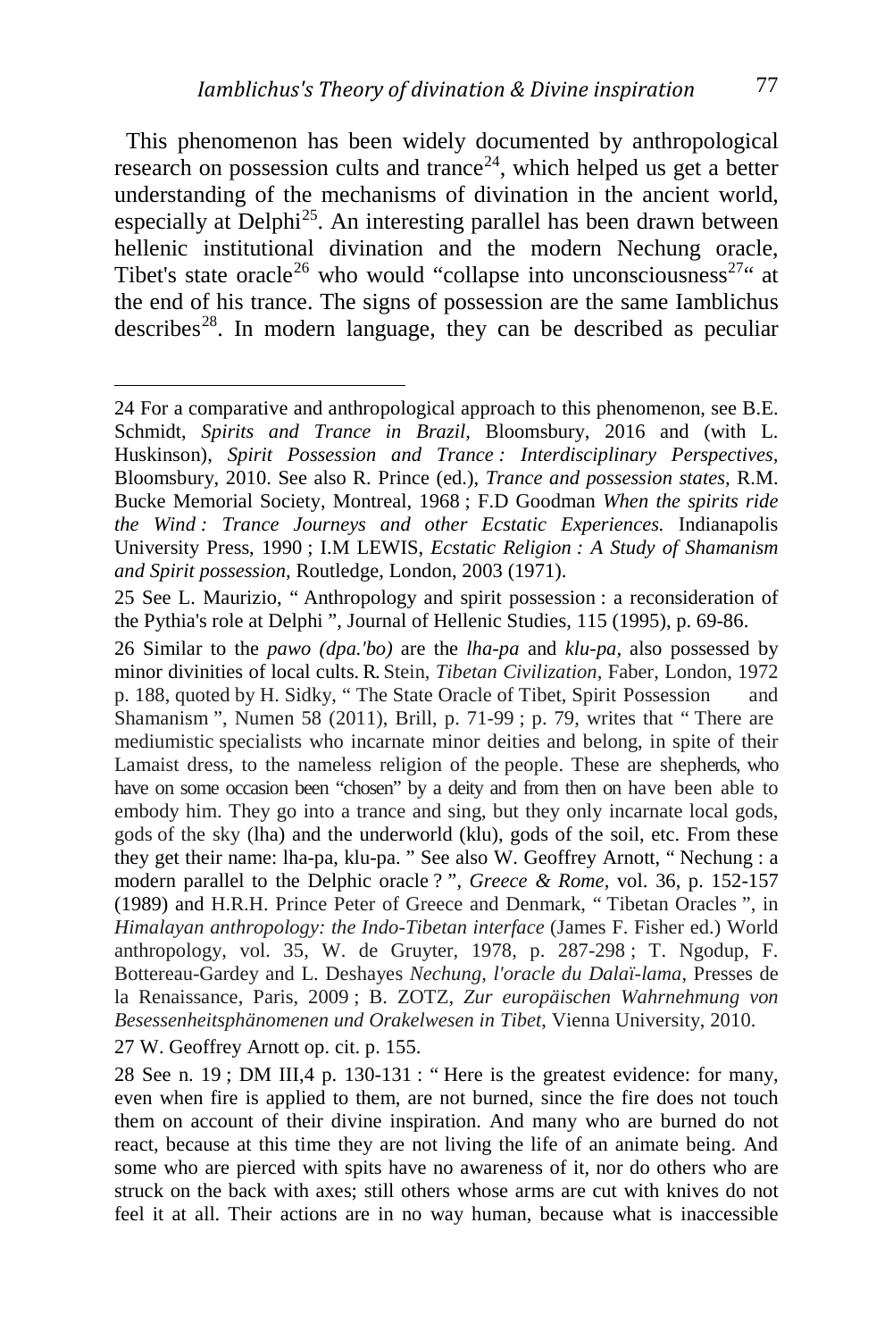This phenomenon has been widely documented by anthropological research on possession cults and trance[24], which helped us get a better understanding of the mechanisms of divination in the ancient world, especially at Delphi[25]. An interesting parallel has been drawn between hellenic institutional divination and the modern Nechung oracle, Tibet's state oracle[26] who would "collapse into unconsciousness[27]" at the end of his trance. The signs of possession are the same Iamblichus describes[28]. In modern language, they can be described as peculiar

---

24 For a comparative and anthropological approach to this phenomenon, see B.E. Schmidt, *Spirits and Trance in Brazil*, Bloomsbury, 2016 and (with L. Huskinson), *Spirit Possession and Trance : Interdisciplinary Perspectives*, Bloomsbury, 2010. See also R. Prince (ed.), *Trance and possession states*, R.M. Bucke Memorial Society, Montreal, 1968 ; F.D Goodman *When the spirits ride the Wind : Trance Journeys and other Ecstatic Experiences.* Indianapolis University Press, 1990 ; I.M LEWIS, *Ecstatic Religion : A Study of Shamanism and Spirit possession*, Routledge, London, 2003 (1971).

25 See L. Maurizio, " Anthropology and spirit possession : a reconsideration of the Pythia's role at Delphi ", Journal of Hellenic Studies, 115 (1995), p. 69-86.

26 Similar to the *pawo (dpa.'bo)* are the *lha-pa* and *klu-pa*, also possessed by minor divinities of local cults. R. Stein, *Tibetan Civilization*, Faber, London, 1972 p. 188, quoted by H. Sidky, " The State Oracle of Tibet, Spirit Possession and Shamanism ", Numen 58 (2011), Brill, p. 71-99 ; p. 79, writes that " There are mediumistic specialists who incarnate minor deities and belong, in spite of their Lamaist dress, to the nameless religion of the people. These are shepherds, who have on some occasion been "chosen" by a deity and from then on have been able to embody him. They go into a trance and sing, but they only incarnate local gods, gods of the sky (lha) and the underworld (klu), gods of the soil, etc. From these they get their name: lha-pa, klu-pa. " See also W. Geoffrey Arnott, " Nechung : a modern parallel to the Delphic oracle ? ", *Greece & Rome*, vol. 36, p. 152-157 (1989) and H.R.H. Prince Peter of Greece and Denmark, " Tibetan Oracles ", in *Himalayan anthropology: the Indo-Tibetan interface* (James F. Fisher ed.) World anthropology, vol. 35, W. de Gruyter, 1978, p. 287-298 ; T. Ngodup, F. Bottereau-Gardey and L. Deshayes *Nechung, l'oracle du Dalaï-lama*, Presses de la Renaissance, Paris, 2009 ; B. ZOTZ, *Zur europäischen Wahrnehmung von Besessenheitsphänomenen und Orakelwesen in Tibet*, Vienna University, 2010.

27 W. Geoffrey Arnott op. cit. p. 155.

28 See n. 19 ; DM III,4 p. 130-131 : " Here is the greatest evidence: for many, even when fire is applied to them, are not burned, since the fire does not touch them on account of their divine inspiration. And many who are burned do not react, because at this time they are not living the life of an animate being. And some who are pierced with spits have no awareness of it, nor do others who are struck on the back with axes; still others whose arms are cut with knives do not feel it at all. Their actions are in no way human, because what is inaccessible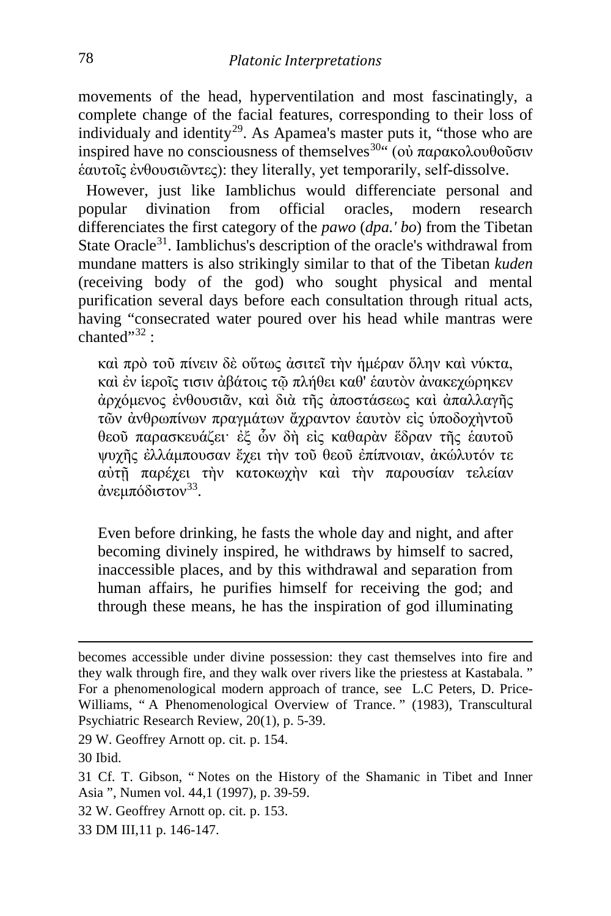movements of the head, hyperventilation and most fascinatingly, a complete change of the facial features, corresponding to their loss of individualy and identity[29]. As Apamea's master puts it, "those who are inspired have no consciousness of themselves[30]" (οὐ παρακολουθοῦσιν ἑαυτοῖς ἐνθουσιῶντες): they literally, yet temporarily, self-dissolve.

However, just like Iamblichus would differenciate personal and popular divination from official oracles, modern research differenciates the first category of the *pawo* (*dpa.' bo*) from the Tibetan State Oracle[31]. Iamblichus's description of the oracle's withdrawal from mundane matters is also strikingly similar to that of the Tibetan *kuden* (receiving body of the god) who sought physical and mental purification several days before each consultation through ritual acts, having "consecrated water poured over his head while mantras were chanted"[32] :

> καὶ πρὸ τοῦ πίνειν δὲ οὕτως ἀσιτεῖ τὴν ἡμέραν ὅλην καὶ νύκτα, καὶ ἐν ἱεροῖς τισιν ἀβάτοις τῷ πλήθει καθ' ἑαυτὸν ἀνακεχώρηκεν ἀρχόμενος ἐνθουσιᾶν, καὶ διὰ τῆς ἀποστάσεως καὶ ἀπαλλαγῆς τῶν ἀνθρωπίνων πραγμάτων ἄχραντον ἑαυτὸν εἰς ὑποδοχὴντοῦ θεοῦ παρασκευάζει· ἐξ ὧν δὴ εἰς καθαρὰν ἕδραν τῆς ἑαυτοῦ ψυχῆς ἐλλάμπουσαν ἔχει τὴν τοῦ θεοῦ ἐπίπνοιαν, ἀκώλυτόν τε αὐτῇ παρέχει τὴν κατοκωχὴν καὶ τὴν παρουσίαν τελείαν ἀνεμπόδιστον[33].
>
> Even before drinking, he fasts the whole day and night, and after becoming divinely inspired, he withdraws by himself to sacred, inaccessible places, and by this withdrawal and separation from human affairs, he purifies himself for receiving the god; and through these means, he has the inspiration of god illuminating

---

becomes accessible under divine possession: they cast themselves into fire and they walk through fire, and they walk over rivers like the priestess at Kastabala. " For a phenomenological modern approach of trance, see L.C Peters, D. Price-Williams, " A Phenomenological Overview of Trance. " (1983), Transcultural Psychiatric Research Review, 20(1), p. 5-39.

29 W. Geoffrey Arnott op. cit. p. 154.

30 Ibid.

31 Cf. T. Gibson, " Notes on the History of the Shamanic in Tibet and Inner Asia ", Numen vol. 44,1 (1997), p. 39-59.

32 W. Geoffrey Arnott op. cit. p. 153.

33 DM III,11 p. 146-147.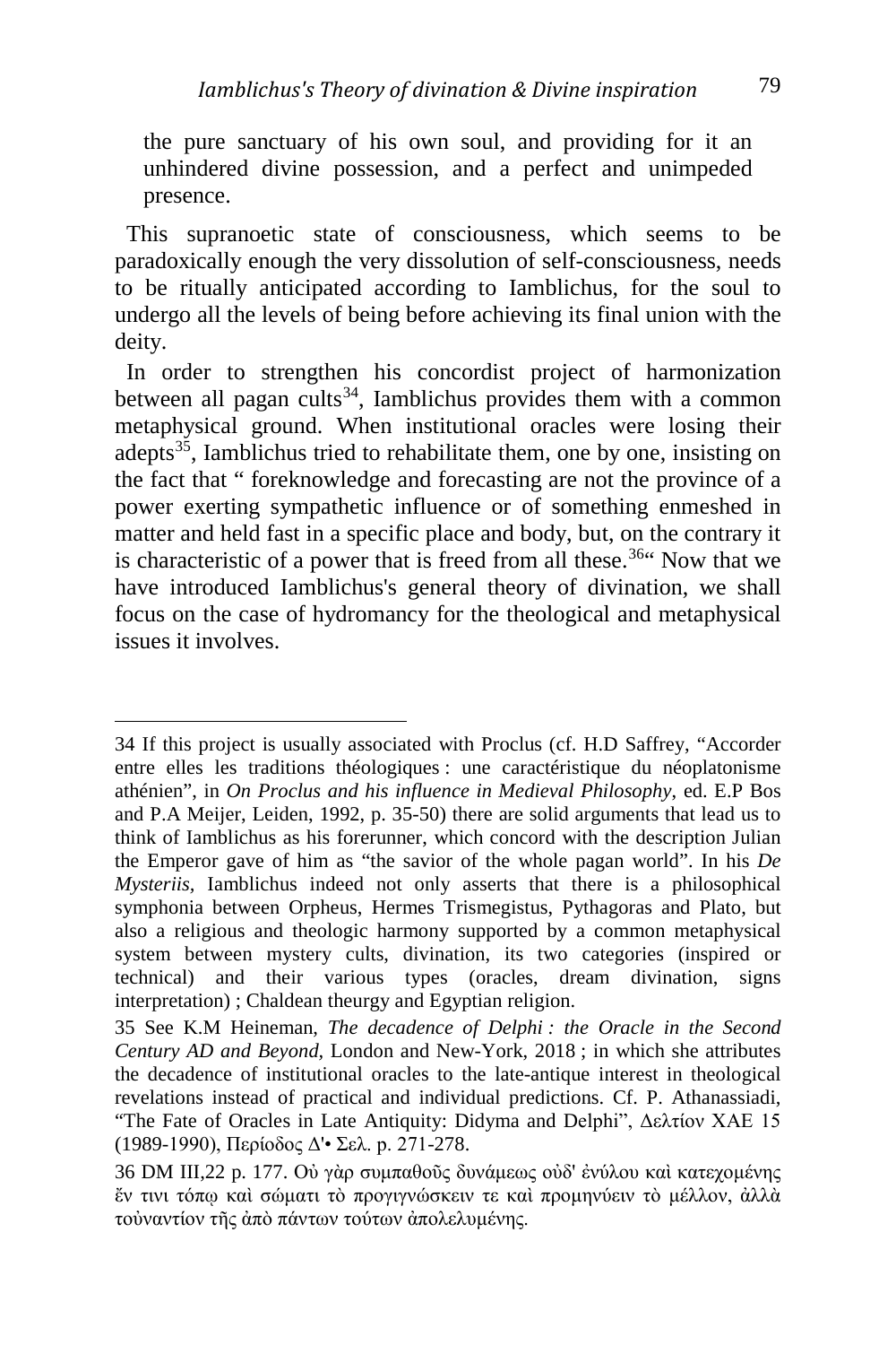the pure sanctuary of his own soul, and providing for it an unhindered divine possession, and a perfect and unimpeded presence.

This supranoetic state of consciousness, which seems to be paradoxically enough the very dissolution of self-consciousness, needs to be ritually anticipated according to Iamblichus, for the soul to undergo all the levels of being before achieving its final union with the deity.

In order to strengthen his concordist project of harmonization between all pagan cults[34], Iamblichus provides them with a common metaphysical ground. When institutional oracles were losing their adepts[35], Iamblichus tried to rehabilitate them, one by one, insisting on the fact that " foreknowledge and forecasting are not the province of a power exerting sympathetic influence or of something enmeshed in matter and held fast in a specific place and body, but, on the contrary it is characteristic of a power that is freed from all these.[36]" Now that we have introduced Iamblichus's general theory of divination, we shall focus on the case of hydromancy for the theological and metaphysical issues it involves.

---

34 If this project is usually associated with Proclus (cf. H.D Saffrey, "Accorder entre elles les traditions théologiques : une caractéristique du néoplatonisme athénien", in *On Proclus and his influence in Medieval Philosophy*, ed. E.P Bos and P.A Meijer, Leiden, 1992, p. 35-50) there are solid arguments that lead us to think of Iamblichus as his forerunner, which concord with the description Julian the Emperor gave of him as "the savior of the whole pagan world". In his *De Mysteriis*, Iamblichus indeed not only asserts that there is a philosophical symphonia between Orpheus, Hermes Trismegistus, Pythagoras and Plato, but also a religious and theologic harmony supported by a common metaphysical system between mystery cults, divination, its two categories (inspired or technical) and their various types (oracles, dream divination, signs interpretation) ; Chaldean theurgy and Egyptian religion.

35 See K.M Heineman, *The decadence of Delphi : the Oracle in the Second Century AD and Beyond,* London and New-York, 2018 ; in which she attributes the decadence of institutional oracles to the late-antique interest in theological revelations instead of practical and individual predictions. Cf. P. Athanassiadi, "The Fate of Oracles in Late Antiquity: Didyma and Delphi", Δελτίον ΧΑΕ 15 (1989-1990), Περίοδος Δ'• Σελ. p. 271-278.

36 DM III,22 p. 177. Οὐ γὰρ συμπαθοῦς δυνάμεως οὐδ' ἐνύλου καὶ κατεχομένης ἔν τινι τόπῳ καὶ σώματι τὸ προγιγνώσκειν τε καὶ προμηνύειν τὸ μέλλον, ἀλλὰ τοὐναντίον τῆς ἀπὸ πάντων τούτων ἀπολελυμένης.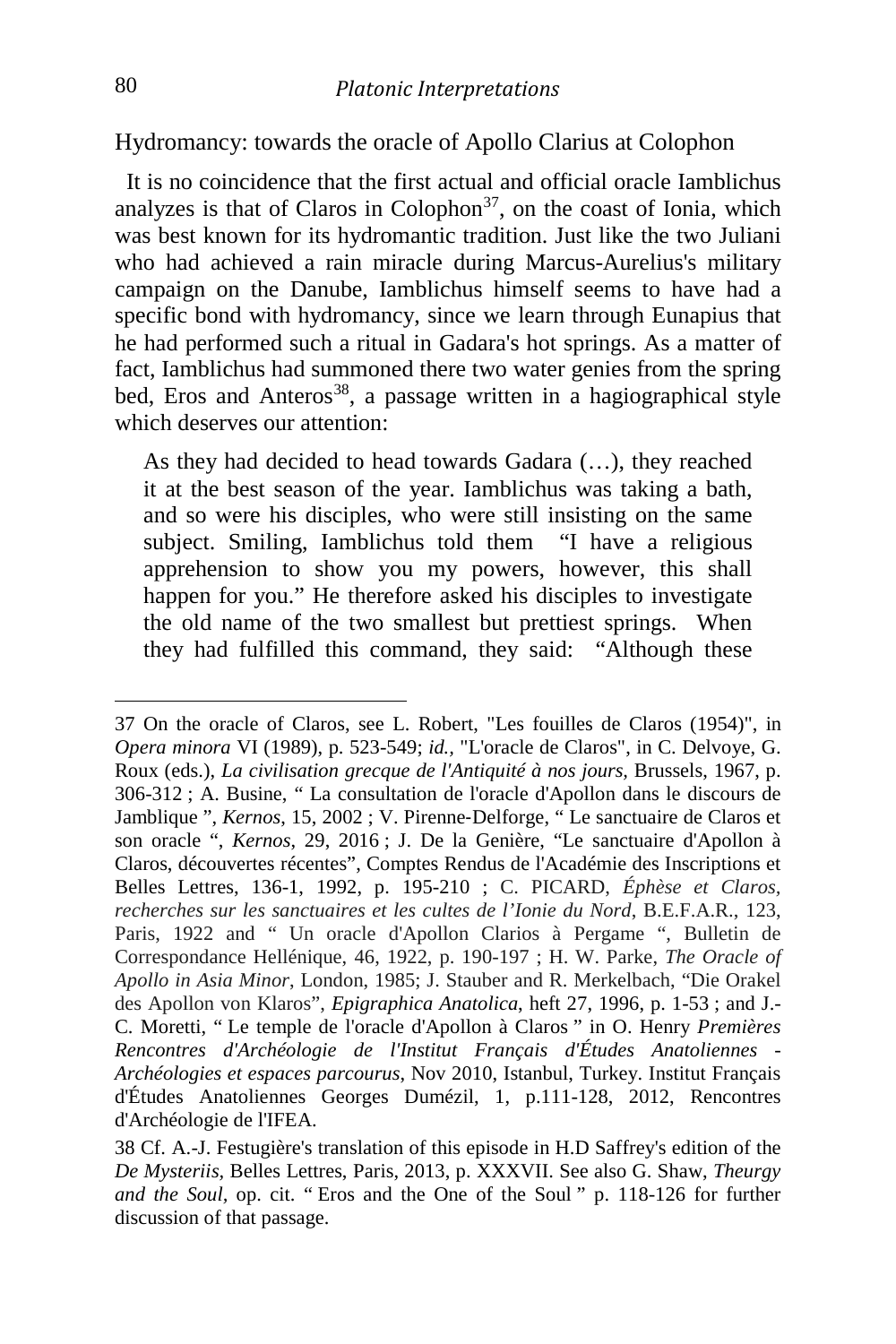Hydromancy: towards the oracle of Apollo Clarius at Colophon

It is no coincidence that the first actual and official oracle Iamblichus analyzes is that of Claros in Colophon[37], on the coast of Ionia, which was best known for its hydromantic tradition. Just like the two Juliani who had achieved a rain miracle during Marcus-Aurelius's military campaign on the Danube, Iamblichus himself seems to have had a specific bond with hydromancy, since we learn through Eunapius that he had performed such a ritual in Gadara's hot springs. As a matter of fact, Iamblichus had summoned there two water genies from the spring bed, Eros and Anteros[38], a passage written in a hagiographical style which deserves our attention:

> As they had decided to head towards Gadara (…), they reached it at the best season of the year. Iamblichus was taking a bath, and so were his disciples, who were still insisting on the same subject. Smiling, Iamblichus told them "I have a religious apprehension to show you my powers, however, this shall happen for you." He therefore asked his disciples to investigate the old name of the two smallest but prettiest springs. When they had fulfilled this command, they said: "Although these

---

37 On the oracle of Claros, see L. Robert, "Les fouilles de Claros (1954)", in *Opera minora* VI (1989), p. 523-549; *id.*, "L'oracle de Claros", in C. Delvoye, G. Roux (eds.), *La civilisation grecque de l'Antiquité à nos jours*, Brussels, 1967, p. 306-312 ; A. Busine, " La consultation de l'oracle d'Apollon dans le discours de Jamblique ", *Kernos*, 15, 2002 ; V. Pirenne-Delforge, " Le sanctuaire de Claros et son oracle ", *Kernos*, 29, 2016 ; J. De la Genière, "Le sanctuaire d'Apollon à Claros, découvertes récentes", Comptes Rendus de l'Académie des Inscriptions et Belles Lettres, 136-1, 1992, p. 195-210 ; C. PICARD, *Éphèse et Claros, recherches sur les sanctuaires et les cultes de l'Ionie du Nord*, B.E.F.A.R., 123, Paris, 1922 and " Un oracle d'Apollon Clarios à Pergame ", Bulletin de Correspondance Hellénique, 46, 1922, p. 190-197 ; H. W. Parke, *The Oracle of Apollo in Asia Minor*, London, 1985; J. Stauber and R. Merkelbach, "Die Orakel des Apollon von Klaros", *Epigraphica Anatolica*, heft 27, 1996, p. 1-53 ; and J.-C. Moretti, " Le temple de l'oracle d'Apollon à Claros " in O. Henry *Premières Rencontres d'Archéologie de l'Institut Français d'Études Anatoliennes - Archéologies et espaces parcourus*, Nov 2010, Istanbul, Turkey. Institut Français d'Études Anatoliennes Georges Dumézil, 1, p.111-128, 2012, Rencontres d'Archéologie de l'IFEA.

38 Cf. A.-J. Festugière's translation of this episode in H.D Saffrey's edition of the *De Mysteriis*, Belles Lettres, Paris, 2013, p. XXXVII. See also G. Shaw, *Theurgy and the Soul*, op. cit. " Eros and the One of the Soul " p. 118-126 for further discussion of that passage.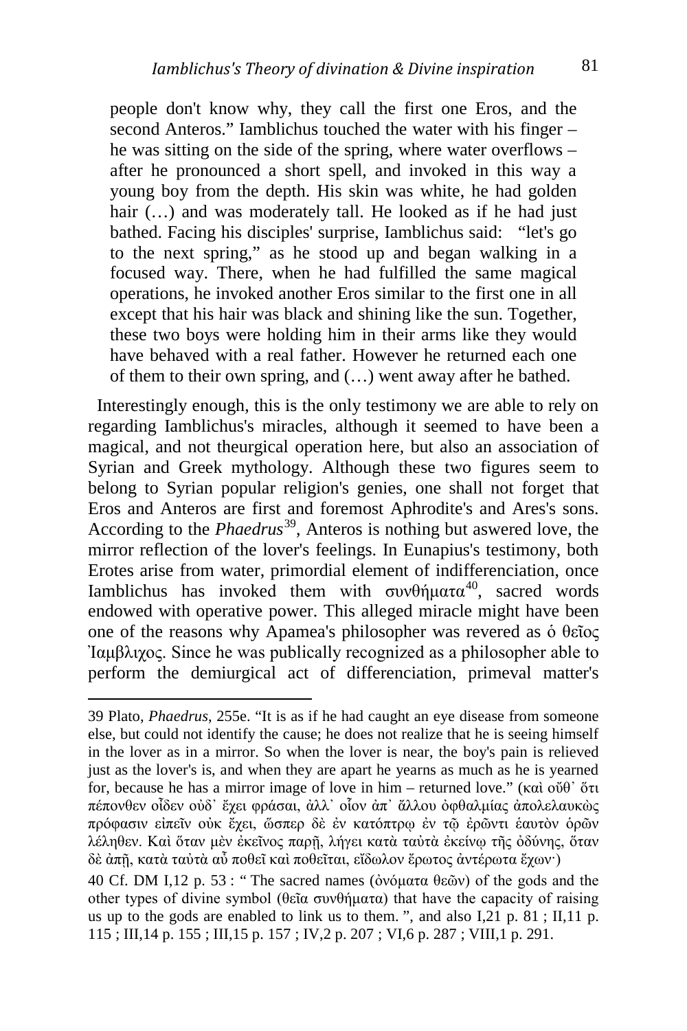people don't know why, they call the first one Eros, and the second Anteros." Iamblichus touched the water with his finger – he was sitting on the side of the spring, where water overflows – after he pronounced a short spell, and invoked in this way a young boy from the depth. His skin was white, he had golden hair (…) and was moderately tall. He looked as if he had just bathed. Facing his disciples' surprise, Iamblichus said: "let's go to the next spring," as he stood up and began walking in a focused way. There, when he had fulfilled the same magical operations, he invoked another Eros similar to the first one in all except that his hair was black and shining like the sun. Together, these two boys were holding him in their arms like they would have behaved with a real father. However he returned each one of them to their own spring, and (…) went away after he bathed.

Interestingly enough, this is the only testimony we are able to rely on regarding Iamblichus's miracles, although it seemed to have been a magical, and not theurgical operation here, but also an association of Syrian and Greek mythology. Although these two figures seem to belong to Syrian popular religion's genies, one shall not forget that Eros and Anteros are first and foremost Aphrodite's and Ares's sons. According to the *Phaedrus*[39], Anteros is nothing but aswered love, the mirror reflection of the lover's feelings. In Eunapius's testimony, both Erotes arise from water, primordial element of indifferenciation, once Iamblichus has invoked them with συνθήματα[40], sacred words endowed with operative power. This alleged miracle might have been one of the reasons why Apamea's philosopher was revered as ὁ θεῖος Ἰαμβλιχος. Since he was publically recognized as a philosopher able to perform the demiurgical act of differenciation, primeval matter's

39 Plato, *Phaedrus*, 255e. "It is as if he had caught an eye disease from someone else, but could not identify the cause; he does not realize that he is seeing himself in the lover as in a mirror. So when the lover is near, the boy's pain is relieved just as the lover's is, and when they are apart he yearns as much as he is yearned for, because he has a mirror image of love in him – returned love." (καὶ οὔθ᾽ ὅτι πέπονθεν οἶδεν οὐδ᾽ ἔχει φράσαι, ἀλλ᾽ οἷον ἀπ᾽ ἄλλου ὀφθαλμίας ἀπολελαυκὼς πρόφασιν εἰπεῖν οὐκ ἔχει, ὥσπερ δὲ ἐν κατόπτρῳ ἐν τῷ ἐρῶντι ἑαυτὸν ὁρῶν λέληθεν. Καὶ ὅταν μὲν ἐκεῖνος παρῇ, λήγει κατὰ ταὐτὰ ἐκείνῳ τῆς ὀδύνης, ὅταν δὲ ἀπῇ, κατὰ ταὐτὰ αὖ ποθεῖ καὶ ποθεῖται, εἴδωλον ἔρωτος ἀντέρωτα ἔχων·)

40 Cf. DM I,12 p. 53 : " The sacred names (ὀνόματα θεῶν) of the gods and the other types of divine symbol (θεῖα συνθήματα) that have the capacity of raising us up to the gods are enabled to link us to them. ", and also I,21 p. 81 ; II,11 p. 115 ; III,14 p. 155 ; III,15 p. 157 ; IV,2 p. 207 ; VI,6 p. 287 ; VIII,1 p. 291.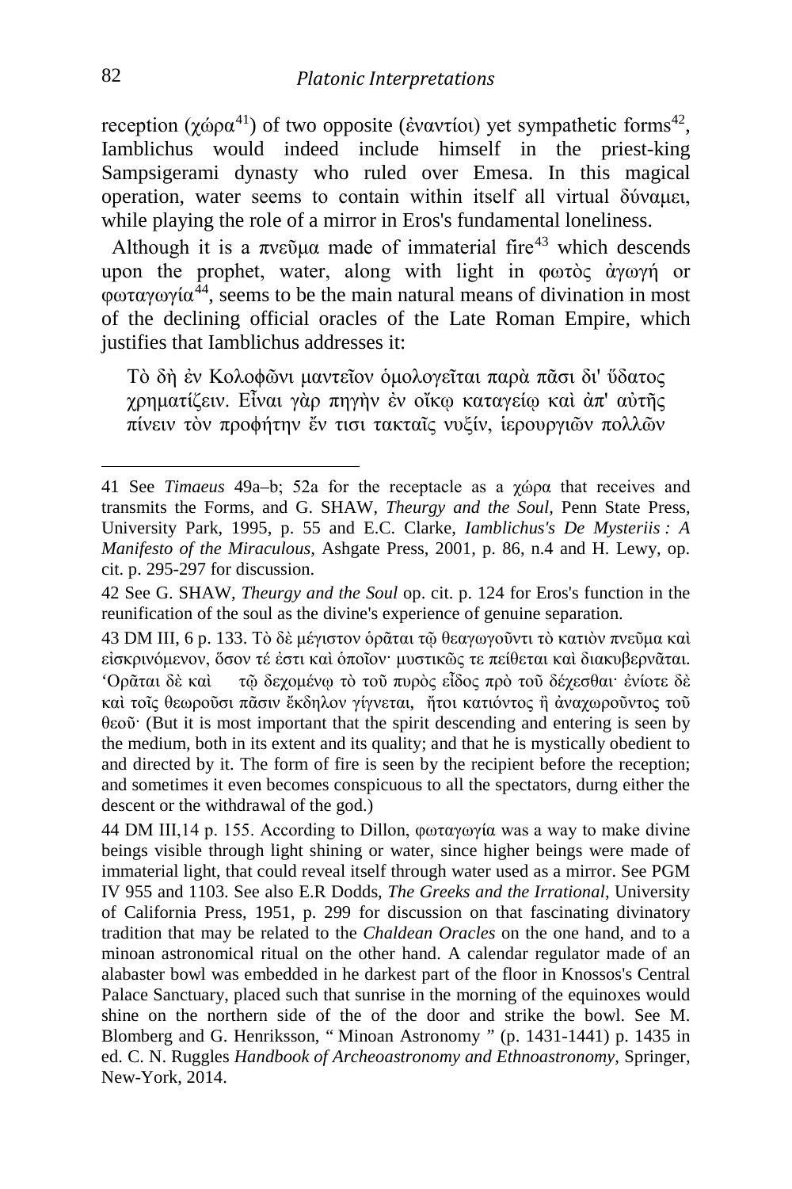reception (χώρα[41]) of two opposite (ἐναντίοι) yet sympathetic forms[42], Iamblichus would indeed include himself in the priest-king Sampsigerami dynasty who ruled over Emesa. In this magical operation, water seems to contain within itself all virtual δύναμει, while playing the role of a mirror in Eros's fundamental loneliness.

Although it is a πνεῦμα made of immaterial fire[43] which descends upon the prophet, water, along with light in φωτὸς ἀγωγή or φωταγωγία[44], seems to be the main natural means of divination in most of the declining official oracles of the Late Roman Empire, which justifies that Iamblichus addresses it:

> Τὸ δὴ ἐν Κολοφῶνι μαντεῖον ὁμολογεῖται παρὰ πᾶσι δι' ὕδατος χρηματίζειν. Εἶναι γὰρ πηγὴν ἐν οἴκῳ καταγείῳ καὶ ἀπ' αὐτῆς πίνειν τὸν προφήτην ἔν τισι τακταῖς νυξίν, ἱερουργιῶν πολλῶν

---

41 See *Timaeus* 49a–b; 52a for the receptacle as a χώρα that receives and transmits the Forms, and G. SHAW, *Theurgy and the Soul*, Penn State Press, University Park, 1995, p. 55 and E.C. Clarke, *Iamblichus's De Mysteriis : A Manifesto of the Miraculous*, Ashgate Press, 2001, p. 86, n.4 and H. Lewy, op. cit. p. 295-297 for discussion.

42 See G. SHAW, *Theurgy and the Soul* op. cit. p. 124 for Eros's function in the reunification of the soul as the divine's experience of genuine separation.

43 DM III, 6 p. 133. Τὸ δὲ μέγιστον ὁρᾶται τῷ θεαγωγοῦντι τὸ κατιὸν πνεῦμα καὶ εἰσκρινόμενον, ὅσον τέ ἐστι καὶ ὁποῖον· μυστικῶς τε πείθεται καὶ διακυβερνᾶται. Ὁρᾶται δὲ καὶ τῷ δεχομένῳ τὸ τοῦ πυρὸς εἶδος πρὸ τοῦ δέχεσθαι· ἐνίοτε δὲ καὶ τοῖς θεωροῦσι πᾶσιν ἔκδηλον γίγνεται, ἤτοι κατιόντος ἢ ἀναχωροῦντος τοῦ θεοῦ· (But it is most important that the spirit descending and entering is seen by the medium, both in its extent and its quality; and that he is mystically obedient to and directed by it. The form of fire is seen by the recipient before the reception; and sometimes it even becomes conspicuous to all the spectators, durng either the descent or the withdrawal of the god.)

44 DM III,14 p. 155. According to Dillon, φωταγωγία was a way to make divine beings visible through light shining or water, since higher beings were made of immaterial light, that could reveal itself through water used as a mirror. See PGM IV 955 and 1103. See also E.R Dodds, *The Greeks and the Irrational*, University of California Press, 1951, p. 299 for discussion on that fascinating divinatory tradition that may be related to the *Chaldean Oracles* on the one hand, and to a minoan astronomical ritual on the other hand. A calendar regulator made of an alabaster bowl was embedded in he darkest part of the floor in Knossos's Central Palace Sanctuary, placed such that sunrise in the morning of the equinoxes would shine on the northern side of the of the door and strike the bowl. See M. Blomberg and G. Henriksson, " Minoan Astronomy " (p. 1431-1441) p. 1435 in ed. C. N. Ruggles *Handbook of Archeoastronomy and Ethnoastronomy*, Springer, New-York, 2014.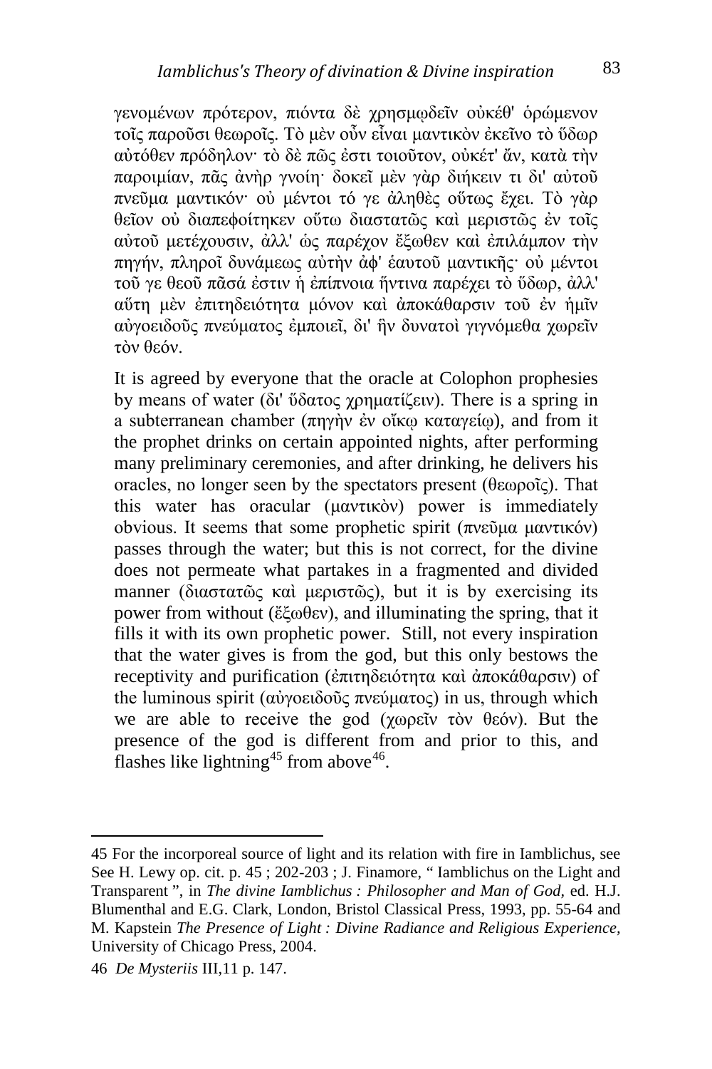γενομένων πρότερον, πιόντα δὲ χρησμῳδεῖν οὐκέθ' ὁρώμενον τοῖς παροῦσι θεωροῖς. Τὸ μὲν οὖν εἶναι μαντικὸν ἐκεῖνο τὸ ὕδωρ αὐτόθεν πρόδηλον· τὸ δὲ πῶς ἐστι τοιοῦτον, οὐκέτ' ἄν, κατὰ τὴν παροιμίαν, πᾶς ἀνὴρ γνοίη· δοκεῖ μὲν γὰρ διήκειν τι δι' αὐτοῦ πνεῦμα μαντικόν· οὐ μέντοι τό γε ἀληθὲς οὕτως ἔχει. Τὸ γὰρ θεῖον οὐ διαπεφοίτηκεν οὕτω διαστατῶς καὶ μεριστῶς ἐν τοῖς αὐτοῦ μετέχουσιν, ἀλλ' ὡς παρέχον ἔξωθεν καὶ ἐπιλάμπον τὴν πηγήν, πληροῖ δυνάμεως αὐτὴν ἀφ' ἑαυτοῦ μαντικῆς· οὐ μέντοι τοῦ γε θεοῦ πᾶσά ἐστιν ἡ ἐπίπνοια ἥντινα παρέχει τὸ ὕδωρ, ἀλλ' αὕτη μὲν ἐπιτηδειότητα μόνον καὶ ἀποκάθαρσιν τοῦ ἐν ἡμῖν αὐγοειδοῦς πνεύματος ἐμποιεῖ, δι' ἣν δυνατοὶ γιγνόμεθα χωρεῖν τὸν θεόν.

It is agreed by everyone that the oracle at Colophon prophesies by means of water (δι' ὕδατος χρηματίζειν). There is a spring in a subterranean chamber (πηγὴν ἐν οἴκῳ καταγείῳ), and from it the prophet drinks on certain appointed nights, after performing many preliminary ceremonies, and after drinking, he delivers his oracles, no longer seen by the spectators present (θεωροῖς). That this water has oracular (μαντικὸν) power is immediately obvious. It seems that some prophetic spirit (πνεῦμα μαντικόν) passes through the water; but this is not correct, for the divine does not permeate what partakes in a fragmented and divided manner (διαστατῶς καὶ μεριστῶς), but it is by exercising its power from without (ἔξωθεν), and illuminating the spring, that it fills it with its own prophetic power. Still, not every inspiration that the water gives is from the god, but this only bestows the receptivity and purification (ἐπιτηδειότητα καὶ ἀποκάθαρσιν) of the luminous spirit (αὐγοειδοῦς πνεύματος) in us, through which we are able to receive the god (χωρεῖν τὸν θεόν). But the presence of the god is different from and prior to this, and flashes like lightning[45] from above[46].

---

45 For the incorporeal source of light and its relation with fire in Iamblichus, see See H. Lewy op. cit. p. 45 ; 202-203 ; J. Finamore, " Iamblichus on the Light and Transparent ", in *The divine Iamblichus : Philosopher and Man of God,* ed. H.J. Blumenthal and E.G. Clark, London, Bristol Classical Press, 1993, pp. 55-64 and M. Kapstein *The Presence of Light : Divine Radiance and Religious Experience,* University of Chicago Press, 2004.

46 *De Mysteriis* III,11 p. 147.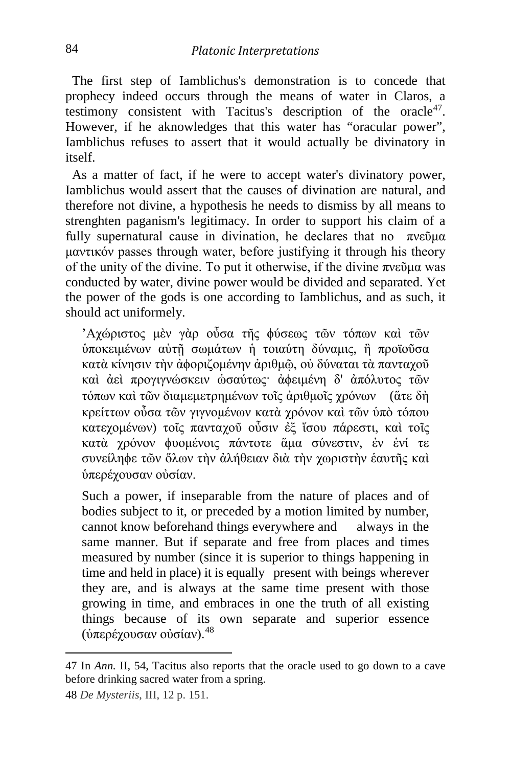The first step of Iamblichus's demonstration is to concede that prophecy indeed occurs through the means of water in Claros, a testimony consistent with Tacitus's description of the oracle[47]. However, if he aknowledges that this water has "oracular power", Iamblichus refuses to assert that it would actually be divinatory in itself.

As a matter of fact, if he were to accept water's divinatory power, Iamblichus would assert that the causes of divination are natural, and therefore not divine, a hypothesis he needs to dismiss by all means to strenghten paganism's legitimacy. In order to support his claim of a fully supernatural cause in divination, he declares that no πνεῦμα μαντικόν passes through water, before justifying it through his theory of the unity of the divine. To put it otherwise, if the divine πνεῦμα was conducted by water, divine power would be divided and separated. Yet the power of the gods is one according to Iamblichus, and as such, it should act uniformely.

> ᾿Αχώριστος μὲν γὰρ οὖσα τῆς φύσεως τῶν τόπων καὶ τῶν ὑποκειμένων αὐτῇ σωμάτων ἡ τοιαύτη δύναμις, ἢ προϊοῦσα κατὰ κίνησιν τὴν ἀφοριζομένην ἀριθμῷ, οὐ δύναται τὰ πανταχοῦ καὶ ἀεὶ προγιγνώσκειν ὡσαύτως· ἀφειμένη δ' ἀπόλυτος τῶν τόπων καὶ τῶν διαμεμετρημένων τοῖς ἀριθμοῖς χρόνων (ἅτε δὴ κρείττων οὖσα τῶν γιγνομένων κατὰ χρόνον καὶ τῶν ὑπὸ τόπου κατεχομένων) τοῖς πανταχοῦ οὖσιν ἐξ ἴσου πάρεστι, καὶ τοῖς κατὰ χρόνον φυομένοις πάντοτε ἅμα σύνεστιν, ἐν ἑνί τε συνείληφε τῶν ὅλων τὴν ἀλήθειαν διὰ τὴν χωριστὴν ἑαυτῆς καὶ ὑπερέχουσαν οὐσίαν.
>
> Such a power, if inseparable from the nature of places and of bodies subject to it, or preceded by a motion limited by number, cannot know beforehand things everywhere and always in the same manner. But if separate and free from places and times measured by number (since it is superior to things happening in time and held in place) it is equally present with beings wherever they are, and is always at the same time present with those growing in time, and embraces in one the truth of all existing things because of its own separate and superior essence (ὑπερέχουσαν οὐσίαν).[48]

---

47 In *Ann.* II, 54, Tacitus also reports that the oracle used to go down to a cave before drinking sacred water from a spring.

48 *De Mysteriis*, III, 12 p. 151.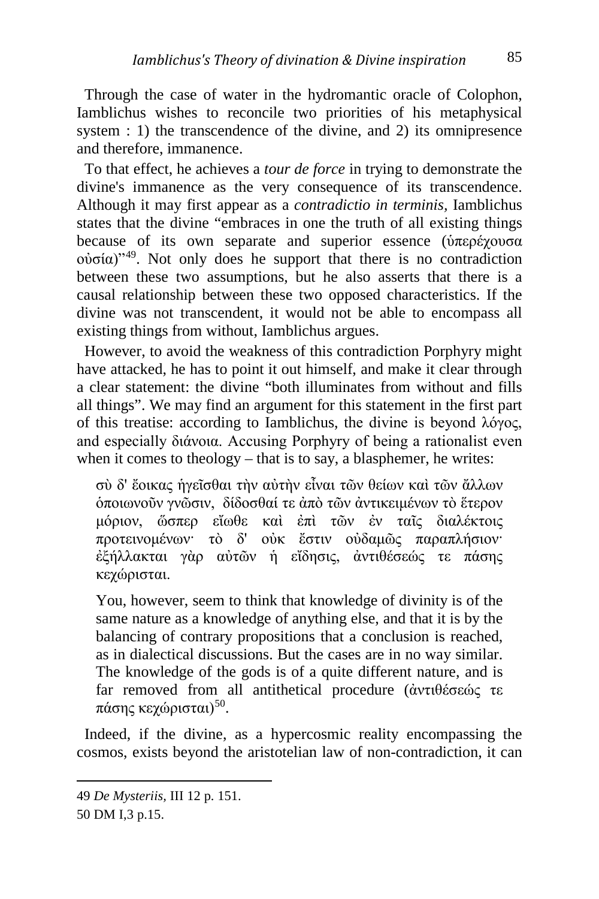Through the case of water in the hydromantic oracle of Colophon, Iamblichus wishes to reconcile two priorities of his metaphysical system : 1) the transcendence of the divine, and 2) its omnipresence and therefore, immanence.

To that effect, he achieves a *tour de force* in trying to demonstrate the divine's immanence as the very consequence of its transcendence. Although it may first appear as a *contradictio in terminis,* Iamblichus states that the divine "embraces in one the truth of all existing things because of its own separate and superior essence (ὑπερέχουσα οὐσία)"[49]. Not only does he support that there is no contradiction between these two assumptions, but he also asserts that there is a causal relationship between these two opposed characteristics. If the divine was not transcendent, it would not be able to encompass all existing things from without, Iamblichus argues.

However, to avoid the weakness of this contradiction Porphyry might have attacked, he has to point it out himself, and make it clear through a clear statement: the divine "both illuminates from without and fills all things". We may find an argument for this statement in the first part of this treatise: according to Iamblichus, the divine is beyond λόγος, and especially διάνοια. Accusing Porphyry of being a rationalist even when it comes to theology – that is to say, a blasphemer, he writes:

> σὺ δ' ἔοικας ἡγεῖσθαι τὴν αὐτὴν εἶναι τῶν θείων καὶ τῶν ἄλλων ὁποιωνοῦν γνῶσιν, δίδοσθαί τε ἀπὸ τῶν ἀντικειμένων τὸ ἕτερον μόριον, ὥσπερ εἴωθε καὶ ἐπὶ τῶν ἐν ταῖς διαλέκτοις προτεινομένων· τὸ δ' οὐκ ἔστιν οὐδαμῶς παραπλήσιον· ἐξήλλακται γὰρ αὐτῶν ἡ εἴδησις, ἀντιθέσεώς τε πάσης κεχώρισται.
>
> You, however, seem to think that knowledge of divinity is of the same nature as a knowledge of anything else, and that it is by the balancing of contrary propositions that a conclusion is reached, as in dialectical discussions. But the cases are in no way similar. The knowledge of the gods is of a quite different nature, and is far removed from all antithetical procedure (ἀντιθέσεώς τε πάσης κεχώρισται)[50].

Indeed, if the divine, as a hypercosmic reality encompassing the cosmos, exists beyond the aristotelian law of non-contradiction, it can

---

49 *De Mysteriis,* III 12 p. 151.

50 DM I,3 p.15.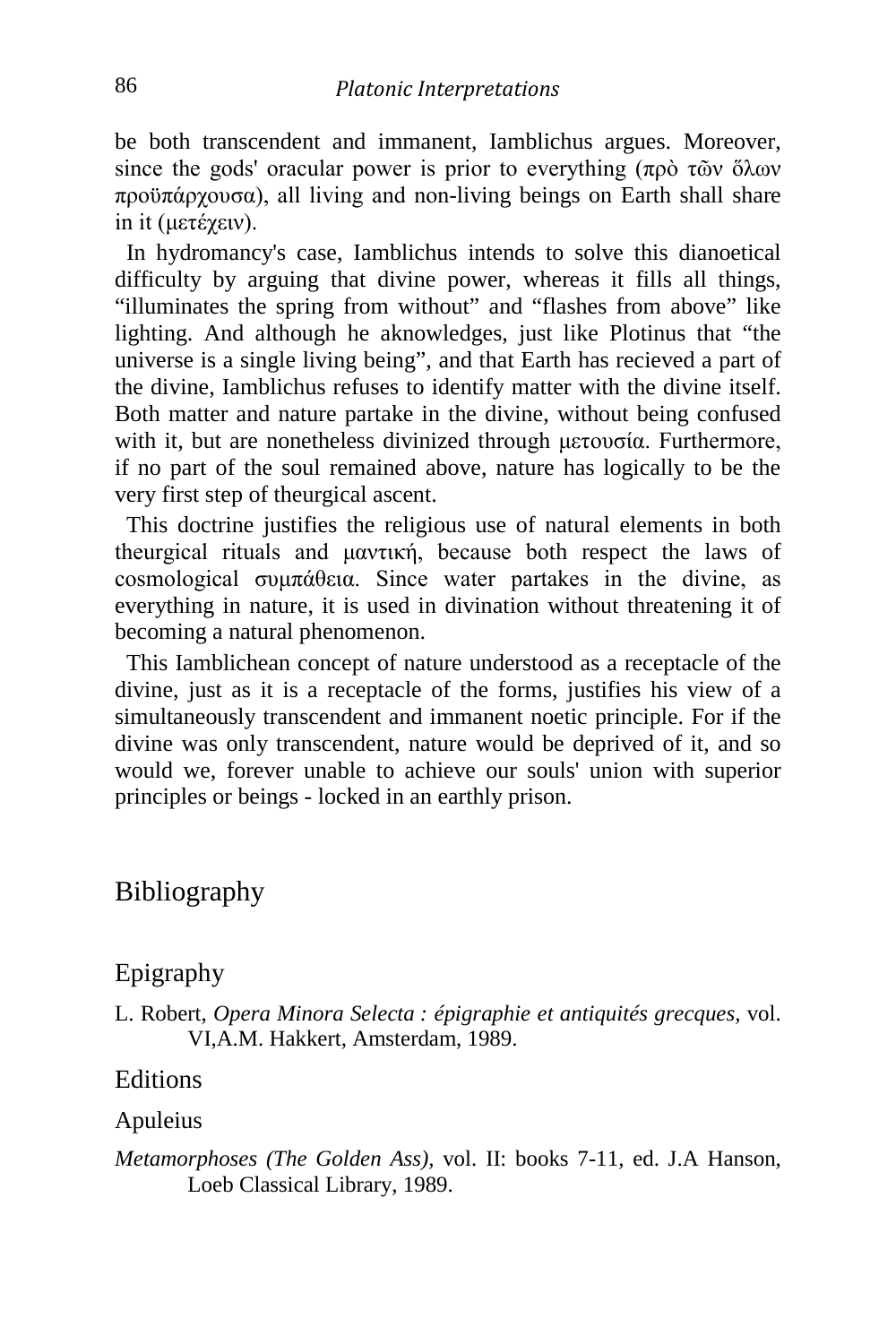be both transcendent and immanent, Iamblichus argues. Moreover, since the gods' oracular power is prior to everything (πρὸ τῶν ὅλων προϋπάρχουσα), all living and non-living beings on Earth shall share in it (μετέχειν).

In hydromancy's case, Iamblichus intends to solve this dianoetical difficulty by arguing that divine power, whereas it fills all things, "illuminates the spring from without" and "flashes from above" like lighting. And although he aknowledges, just like Plotinus that "the universe is a single living being", and that Earth has recieved a part of the divine, Iamblichus refuses to identify matter with the divine itself. Both matter and nature partake in the divine, without being confused with it, but are nonetheless divinized through μετουσία. Furthermore, if no part of the soul remained above, nature has logically to be the very first step of theurgical ascent.

This doctrine justifies the religious use of natural elements in both theurgical rituals and μαντική, because both respect the laws of cosmological συμπάθεια. Since water partakes in the divine, as everything in nature, it is used in divination without threatening it of becoming a natural phenomenon.

This Iamblichean concept of nature understood as a receptacle of the divine, just as it is a receptacle of the forms, justifies his view of a simultaneously transcendent and immanent noetic principle. For if the divine was only transcendent, nature would be deprived of it, and so would we, forever unable to achieve our souls' union with superior principles or beings - locked in an earthly prison.

# Bibliography

## Epigraphy

L. Robert, *Opera Minora Selecta : épigraphie et antiquités grecques,* vol. VI,A.M. Hakkert, Amsterdam, 1989.

## Editions

### Apuleius

*Metamorphoses (The Golden Ass),* vol. II: books 7-11, ed. J.A Hanson, Loeb Classical Library, 1989.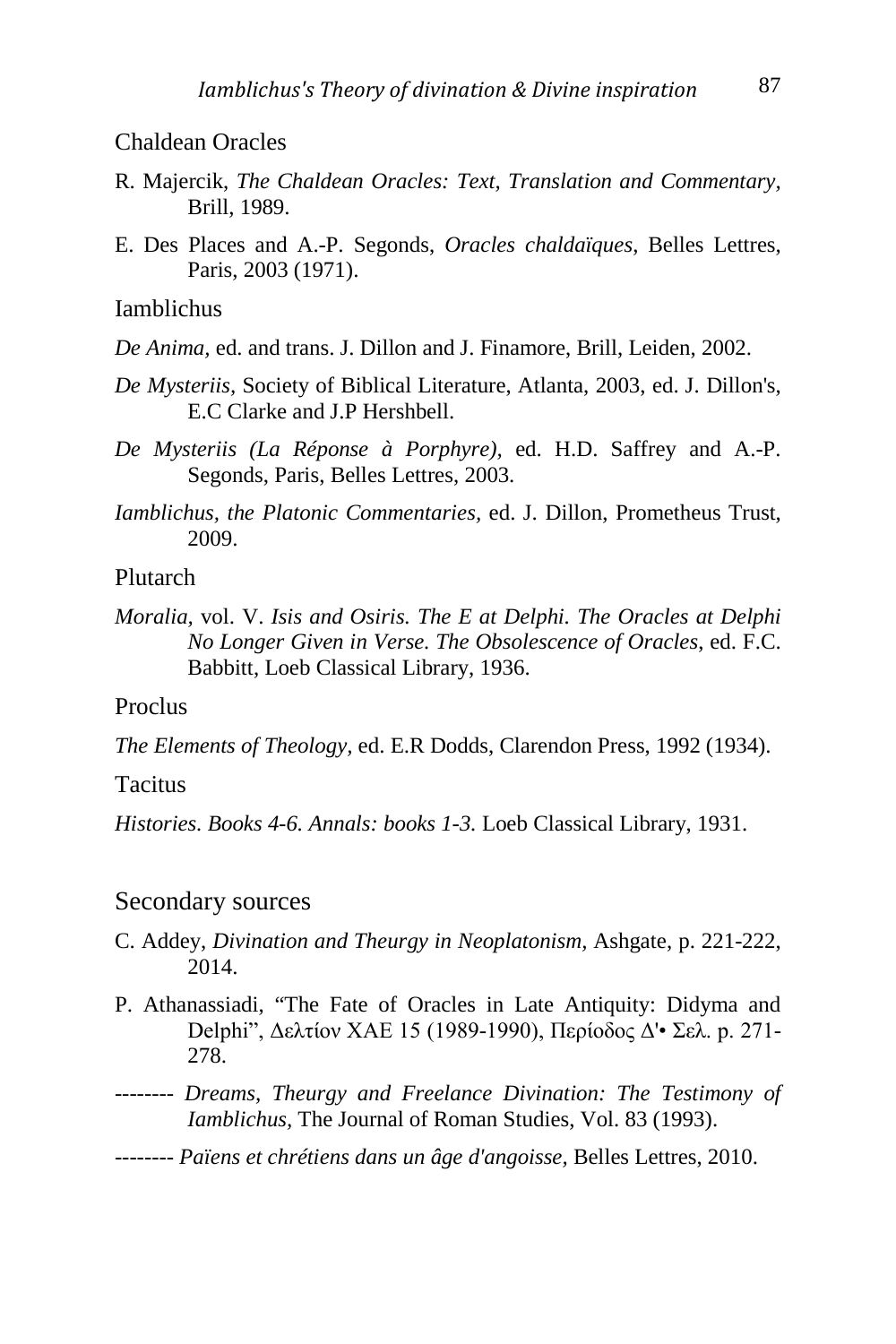Chaldean Oracles

R. Majercik, *The Chaldean Oracles: Text, Translation and Commentary*, Brill, 1989.

E. Des Places and A.-P. Segonds, *Oracles chaldaïques*, Belles Lettres, Paris, 2003 (1971).

Iamblichus

*De Anima*, ed. and trans. J. Dillon and J. Finamore, Brill, Leiden, 2002.

*De Mysteriis,* Society of Biblical Literature, Atlanta, 2003, ed. J. Dillon's, E.C Clarke and J.P Hershbell.

*De Mysteriis (La Réponse à Porphyre),* ed. H.D. Saffrey and A.-P. Segonds, Paris, Belles Lettres, 2003.

*Iamblichus, the Platonic Commentaries*, ed. J. Dillon, Prometheus Trust, 2009.

Plutarch

*Moralia*, vol. V. *Isis and Osiris. The E at Delphi. The Oracles at Delphi No Longer Given in Verse. The Obsolescence of Oracles*, ed. F.C. Babbitt, Loeb Classical Library, 1936.

Proclus

*The Elements of Theology*, ed. E.R Dodds, Clarendon Press, 1992 (1934).

Tacitus

*Histories. Books 4-6. Annals: books 1-3.* Loeb Classical Library, 1931.

## Secondary sources

C. Addey, *Divination and Theurgy in Neoplatonism,* Ashgate, p. 221-222, 2014.

P. Athanassiadi, "The Fate of Oracles in Late Antiquity: Didyma and Delphi", Δελτίον ΧΑΕ 15 (1989-1990), Περίοδος Δ'• Σελ. p. 271-278.

-------- *Dreams, Theurgy and Freelance Divination: The Testimony of Iamblichus*, The Journal of Roman Studies, Vol. 83 (1993).

-------- *Païens et chrétiens dans un âge d'angoisse,* Belles Lettres, 2010.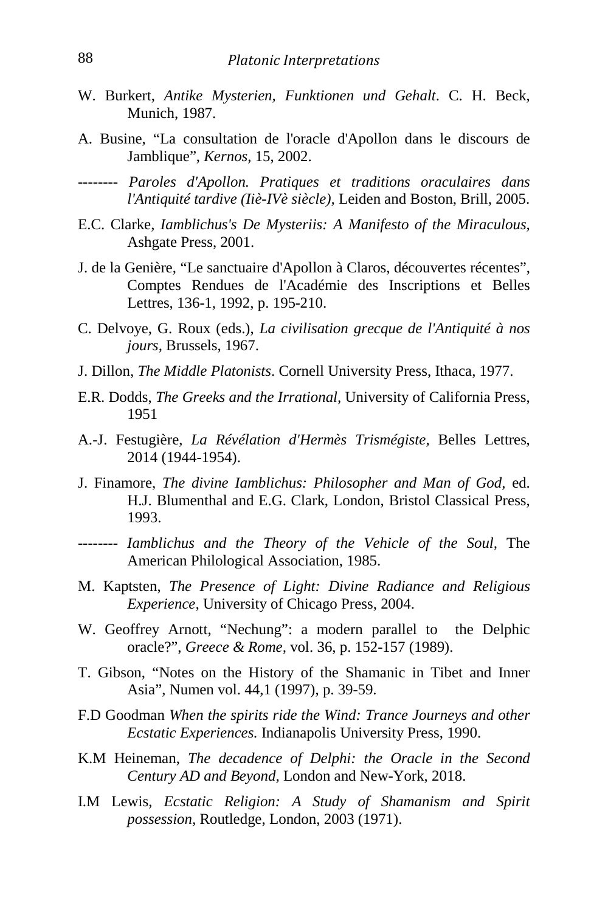W. Burkert, *Antike Mysterien, Funktionen und Gehalt*. C. H. Beck, Munich, 1987.

A. Busine, "La consultation de l'oracle d'Apollon dans le discours de Jamblique", *Kernos*, 15, 2002.

-------- *Paroles d'Apollon. Pratiques et traditions oraculaires dans l'Antiquité tardive (Iiè-IVè siècle)*, Leiden and Boston, Brill, 2005.

E.C. Clarke, *Iamblichus's De Mysteriis: A Manifesto of the Miraculous*, Ashgate Press, 2001.

J. de la Genière, "Le sanctuaire d'Apollon à Claros, découvertes récentes", Comptes Rendues de l'Académie des Inscriptions et Belles Lettres, 136-1, 1992, p. 195-210.

C. Delvoye, G. Roux (eds.), *La civilisation grecque de l'Antiquité à nos jours,* Brussels, 1967.

J. Dillon, *The Middle Platonists*. Cornell University Press, Ithaca, 1977.

E.R. Dodds, *The Greeks and the Irrational,* University of California Press, 1951

A.-J. Festugière, *La Révélation d'Hermès Trismégiste,* Belles Lettres, 2014 (1944-1954).

J. Finamore, *The divine Iamblichus: Philosopher and Man of God,* ed. H.J. Blumenthal and E.G. Clark, London, Bristol Classical Press, 1993.

-------- *Iamblichus and the Theory of the Vehicle of the Soul,* The American Philological Association, 1985.

M. Kaptsten, *The Presence of Light: Divine Radiance and Religious Experience,* University of Chicago Press, 2004.

W. Geoffrey Arnott, "Nechung": a modern parallel to the Delphic oracle?", *Greece & Rome,* vol. 36, p. 152-157 (1989).

T. Gibson, "Notes on the History of the Shamanic in Tibet and Inner Asia", Numen vol. 44,1 (1997), p. 39-59.

F.D Goodman *When the spirits ride the Wind: Trance Journeys and other Ecstatic Experiences.* Indianapolis University Press, 1990.

K.M Heineman, *The decadence of Delphi: the Oracle in the Second Century AD and Beyond,* London and New-York, 2018.

I.M Lewis, *Ecstatic Religion: A Study of Shamanism and Spirit possession,* Routledge, London, 2003 (1971).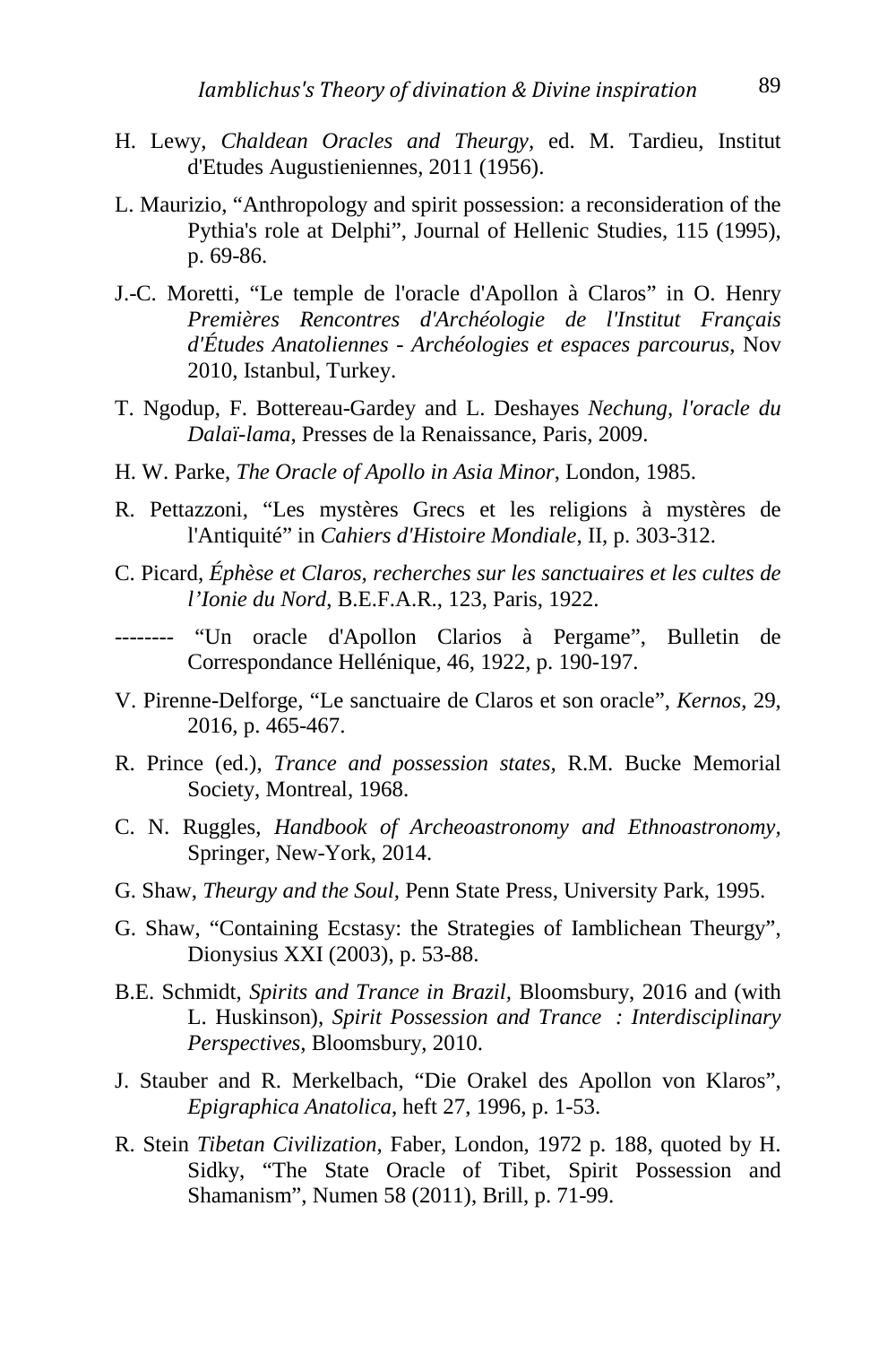H. Lewy, *Chaldean Oracles and Theurgy,* ed. M. Tardieu, Institut d'Etudes Augustieniennes, 2011 (1956).

L. Maurizio, "Anthropology and spirit possession: a reconsideration of the Pythia's role at Delphi", Journal of Hellenic Studies, 115 (1995), p. 69-86.

J.-C. Moretti, "Le temple de l'oracle d'Apollon à Claros" in O. Henry *Premières Rencontres d'Archéologie de l'Institut Français d'Études Anatoliennes - Archéologies et espaces parcourus*, Nov 2010, Istanbul, Turkey.

T. Ngodup, F. Bottereau-Gardey and L. Deshayes *Nechung, l'oracle du Dalaï-lama*, Presses de la Renaissance, Paris, 2009.

H. W. Parke, *The Oracle of Apollo in Asia Minor*, London, 1985.

R. Pettazzoni, "Les mystères Grecs et les religions à mystères de l'Antiquité" in *Cahiers d'Histoire Mondiale*, II, p. 303-312.

C. Picard, *Éphèse et Claros, recherches sur les sanctuaires et les cultes de l'Ionie du Nord*, B.E.F.A.R., 123, Paris, 1922.

-------- "Un oracle d'Apollon Clarios à Pergame", Bulletin de Correspondance Hellénique, 46, 1922, p. 190-197.

V. Pirenne-Delforge, "Le sanctuaire de Claros et son oracle", *Kernos*, 29, 2016, p. 465-467.

R. Prince (ed.), *Trance and possession states,* R.M. Bucke Memorial Society, Montreal, 1968.

C. N. Ruggles, *Handbook of Archeoastronomy and Ethnoastronomy,* Springer, New-York, 2014.

G. Shaw, *Theurgy and the Soul*, Penn State Press, University Park, 1995.

G. Shaw, "Containing Ecstasy: the Strategies of Iamblichean Theurgy", Dionysius XXI (2003), p. 53-88.

B.E. Schmidt, *Spirits and Trance in Brazil,* Bloomsbury, 2016 and (with L. Huskinson), *Spirit Possession and Trance : Interdisciplinary Perspectives,* Bloomsbury, 2010.

J. Stauber and R. Merkelbach, "Die Orakel des Apollon von Klaros", *Epigraphica Anatolica*, heft 27, 1996, p. 1-53.

R. Stein *Tibetan Civilization,* Faber, London, 1972 p. 188, quoted by H. Sidky, "The State Oracle of Tibet, Spirit Possession and Shamanism", Numen 58 (2011), Brill, p. 71-99.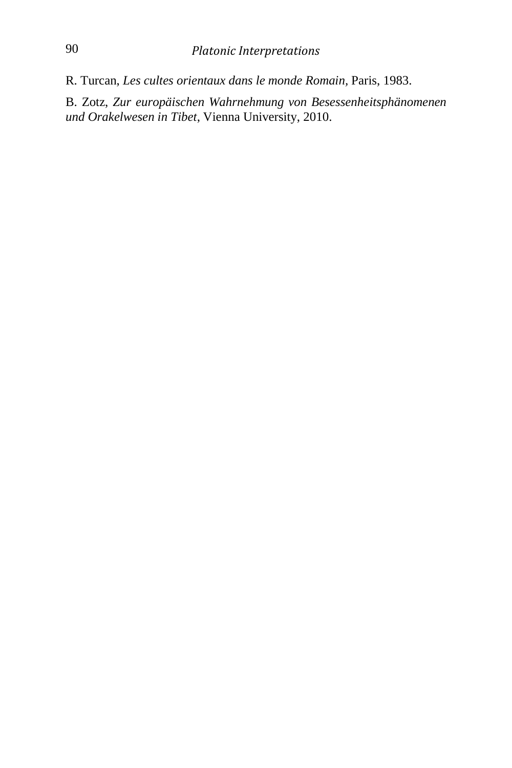R. Turcan, *Les cultes orientaux dans le monde Romain*, Paris, 1983.

B. Zotz, *Zur europäischen Wahrnehmung von Besessenheitsphänomenen und Orakelwesen in Tibet*, Vienna University, 2010.